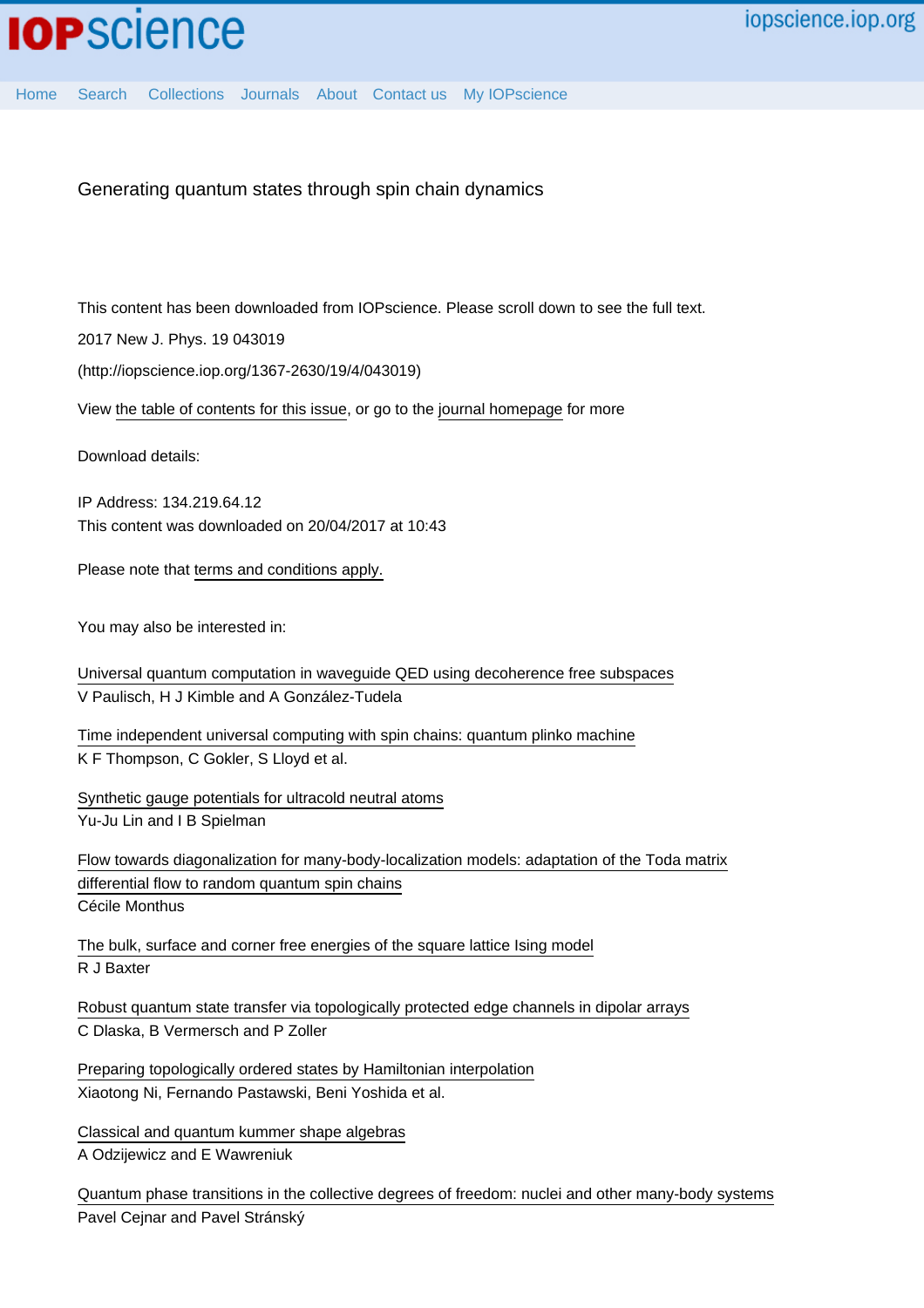IOPscience

iopscience.iop.org

Home Search Collections Journals About Contact us My IOPscience

# Generating quantum states through spin chain dynamics

This content has been downloaded from IOPscience. Please scroll down to see the full text.

2017 New J. Phys. 19 043019

(http://iopscience.iop.org/1367-2630/19/4/043019)

View the table of contents for this issue, or go to the journal homepage for more

Download details:

IP Address: 134.219.64.12

This content was downloaded on 20/04/2017 at 10:43

Please note that terms and conditions apply.

You may also be interested in:

Universal quantum computation in waveguide QED using decoherence free subspaces
V Paulisch, H J Kimble and A González-Tudela

Time independent universal computing with spin chains: quantum plinko machine
K F Thompson, C Gokler, S Lloyd et al.

Synthetic gauge potentials for ultracold neutral atoms
Yu-Ju Lin and I B Spielman

Flow towards diagonalization for many-body-localization models: adaptation of the Toda matrix differential flow to random quantum spin chains
Cécile Monthus

The bulk, surface and corner free energies of the square lattice Ising model
R J Baxter

Robust quantum state transfer via topologically protected edge channels in dipolar arrays
C Dlaska, B Vermersch and P Zoller

Preparing topologically ordered states by Hamiltonian interpolation
Xiaotong Ni, Fernando Pastawski, Beni Yoshida et al.

Classical and quantum kummer shape algebras
A Odzijewicz and E Wawreniuk

Quantum phase transitions in the collective degrees of freedom: nuclei and other many-body systems
Pavel Cejnar and Pavel Stránský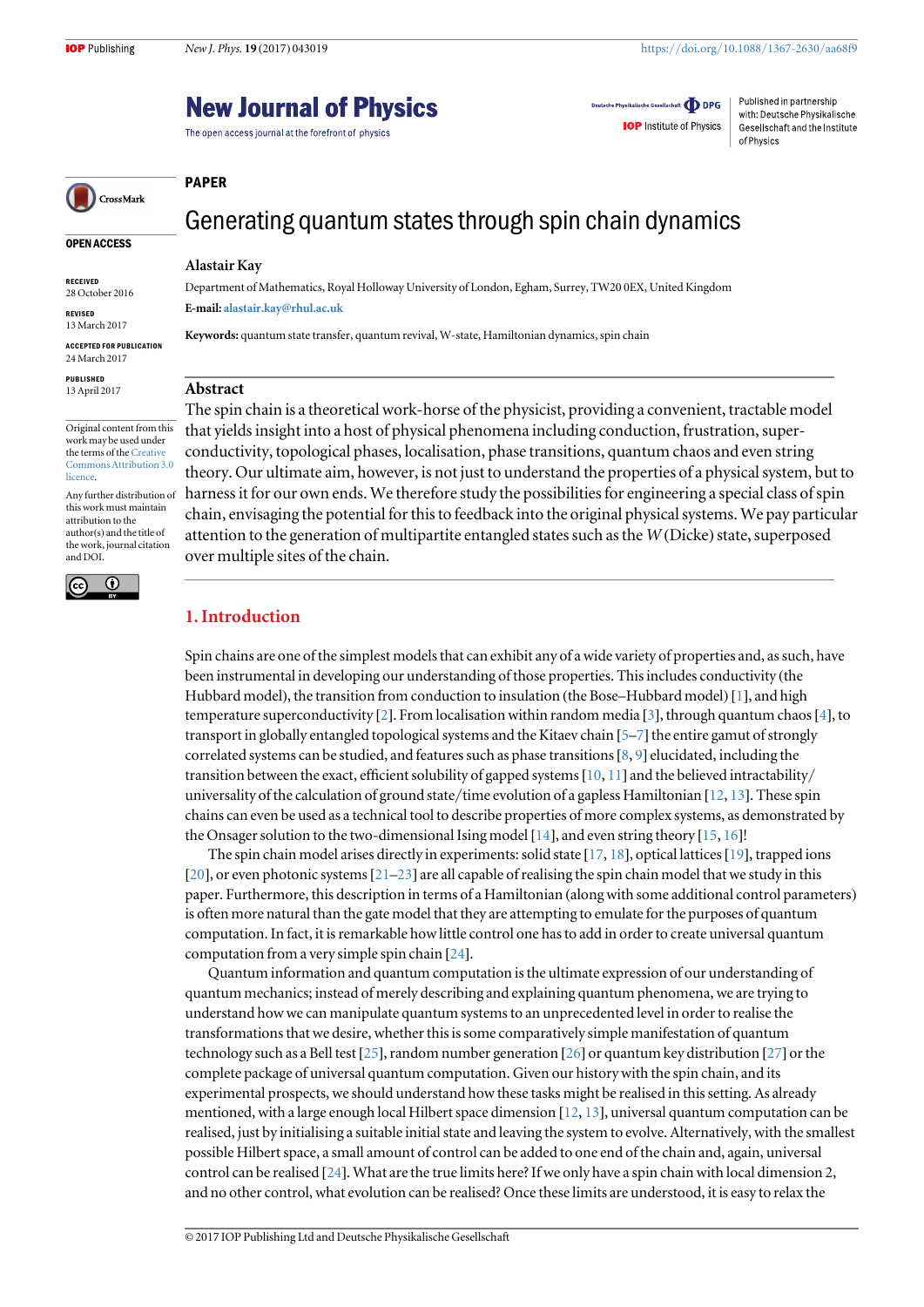## PAPER

# Generating quantum states through spin chain dynamics

**Alastair Kay**

Department of Mathematics, Royal Holloway University of London, Egham, Surrey, TW20 0EX, United Kingdom

**E-mail:** alastair.kay@rhul.ac.uk

**Keywords:** quantum state transfer, quantum revival, W-state, Hamiltonian dynamics, spin chain

**OPEN ACCESS**

RECEIVED
28 October 2016

REVISED
13 March 2017

ACCEPTED FOR PUBLICATION
24 March 2017

PUBLISHED
13 April 2017

Original content from this work may be used under the terms of the Creative Commons Attribution 3.0 licence.

Any further distribution of this work must maintain attribution to the author(s) and the title of the work, journal citation and DOI.

## Abstract

The spin chain is a theoretical work-horse of the physicist, providing a convenient, tractable model that yields insight into a host of physical phenomena including conduction, frustration, superconductivity, topological phases, localisation, phase transitions, quantum chaos and even string theory. Our ultimate aim, however, is not just to understand the properties of a physical system, but to harness it for our own ends. We therefore study the possibilities for engineering a special class of spin chain, envisaging the potential for this to feedback into the original physical systems. We pay particular attention to the generation of multipartite entangled states such as the *W* (Dicke) state, superposed over multiple sites of the chain.

## 1. Introduction

Spin chains are one of the simplest models that can exhibit any of a wide variety of properties and, as such, have been instrumental in developing our understanding of those properties. This includes conductivity (the Hubbard model), the transition from conduction to insulation (the Bose–Hubbard model) [1], and high temperature superconductivity [2]. From localisation within random media [3], through quantum chaos [4], to transport in globally entangled topological systems and the Kitaev chain [5–7] the entire gamut of strongly correlated systems can be studied, and features such as phase transitions [8, 9] elucidated, including the transition between the exact, efficient solubility of gapped systems [10, 11] and the believed intractability/universality of the calculation of ground state/time evolution of a gapless Hamiltonian [12, 13]. These spin chains can even be used as a technical tool to describe properties of more complex systems, as demonstrated by the Onsager solution to the two-dimensional Ising model [14], and even string theory [15, 16]!

The spin chain model arises directly in experiments: solid state [17, 18], optical lattices [19], trapped ions [20], or even photonic systems [21–23] are all capable of realising the spin chain model that we study in this paper. Furthermore, this description in terms of a Hamiltonian (along with some additional control parameters) is often more natural than the gate model that they are attempting to emulate for the purposes of quantum computation. In fact, it is remarkable how little control one has to add in order to create universal quantum computation from a very simple spin chain [24].

Quantum information and quantum computation is the ultimate expression of our understanding of quantum mechanics; instead of merely describing and explaining quantum phenomena, we are trying to understand how we can manipulate quantum systems to an unprecedented level in order to realise the transformations that we desire, whether this is some comparatively simple manifestation of quantum technology such as a Bell test [25], random number generation [26] or quantum key distribution [27] or the complete package of universal quantum computation. Given our history with the spin chain, and its experimental prospects, we should understand how these tasks might be realised in this setting. As already mentioned, with a large enough local Hilbert space dimension [12, 13], universal quantum computation can be realised, just by initialising a suitable initial state and leaving the system to evolve. Alternatively, with the smallest possible Hilbert space, a small amount of control can be added to one end of the chain and, again, universal control can be realised [24]. What are the true limits here? If we only have a spin chain with local dimension 2, and no other control, what evolution can be realised? Once these limits are understood, it is easy to relax the

© 2017 IOP Publishing Ltd and Deutsche Physikalische Gesellschaft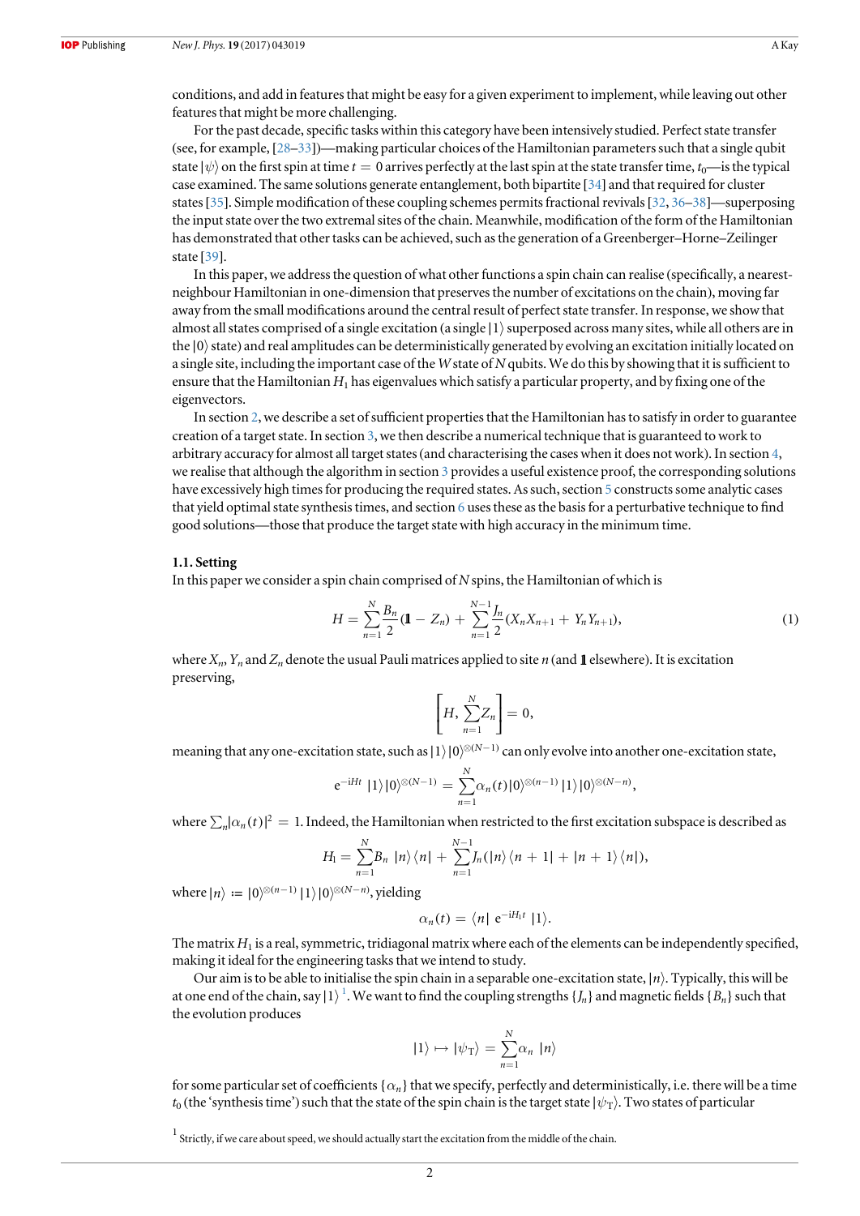conditions, and add in features that might be easy for a given experiment to implement, while leaving out other features that might be more challenging.

For the past decade, specific tasks within this category have been intensively studied. Perfect state transfer (see, for example, [28–33])—making particular choices of the Hamiltonian parameters such that a single qubit state $|\psi\rangle$ on the first spin at time $t = 0$ arrives perfectly at the last spin at the state transfer time, $t_0$—is the typical case examined. The same solutions generate entanglement, both bipartite [34] and that required for cluster states [35]. Simple modification of these coupling schemes permits fractional revivals [32, 36–38]—superposing the input state over the two extremal sites of the chain. Meanwhile, modification of the form of the Hamiltonian has demonstrated that other tasks can be achieved, such as the generation of a Greenberger–Horne–Zeilinger state [39].

In this paper, we address the question of what other functions a spin chain can realise (specifically, a nearest-neighbour Hamiltonian in one-dimension that preserves the number of excitations on the chain), moving far away from the small modifications around the central result of perfect state transfer. In response, we show that almost all states comprised of a single excitation (a single $|1\rangle$ superposed across many sites, while all others are in the $|0\rangle$ state) and real amplitudes can be deterministically generated by evolving an excitation initially located on a single site, including the important case of the $W$ state of $N$ qubits. We do this by showing that it is sufficient to ensure that the Hamiltonian $H_1$ has eigenvalues which satisfy a particular property, and by fixing one of the eigenvectors.

In section 2, we describe a set of sufficient properties that the Hamiltonian has to satisfy in order to guarantee creation of a target state. In section 3, we then describe a numerical technique that is guaranteed to work to arbitrary accuracy for almost all target states (and characterising the cases when it does not work). In section 4, we realise that although the algorithm in section 3 provides a useful existence proof, the corresponding solutions have excessively high times for producing the required states. As such, section 5 constructs some analytic cases that yield optimal state synthesis times, and section 6 uses these as the basis for a perturbative technique to find good solutions—those that produce the target state with high accuracy in the minimum time.

### 1.1. Setting

In this paper we consider a spin chain comprised of $N$ spins, the Hamiltonian of which is

$$H = \sum_{n=1}^{N} \frac{B_n}{2}(\mathbb{1} - Z_n) + \sum_{n=1}^{N-1} \frac{J_n}{2}(X_n X_{n+1} + Y_n Y_{n+1}), \tag{1}$$

where $X_n$, $Y_n$ and $Z_n$ denote the usual Pauli matrices applied to site $n$ (and $\mathbb{1}$ elsewhere). It is excitation preserving,

$$\left[H, \sum_{n=1}^{N} Z_n\right] = 0,$$

meaning that any one-excitation state, such as $|1\rangle|0\rangle^{\otimes(N-1)}$ can only evolve into another one-excitation state,

$$\mathrm{e}^{-\mathrm{i}Ht}\ |1\rangle|0\rangle^{\otimes(N-1)} = \sum_{n=1}^{N} \alpha_n(t)|0\rangle^{\otimes(n-1)}\ |1\rangle|0\rangle^{\otimes(N-n)},$$

where $\sum_n |\alpha_n(t)|^2 = 1$. Indeed, the Hamiltonian when restricted to the first excitation subspace is described as

$$H_1 = \sum_{n=1}^{N} B_n\ |n\rangle\langle n| + \sum_{n=1}^{N-1} J_n(|n\rangle\langle n+1| + |n+1\rangle\langle n|),$$

where $|n\rangle := |0\rangle^{\otimes(n-1)}\ |1\rangle|0\rangle^{\otimes(N-n)}$, yielding

$$\alpha_n(t) = \langle n|\ \mathrm{e}^{-\mathrm{i}H_1 t}\ |1\rangle.$$

The matrix $H_1$ is a real, symmetric, tridiagonal matrix where each of the elements can be independently specified, making it ideal for the engineering tasks that we intend to study.

Our aim is to be able to initialise the spin chain in a separable one-excitation state, $|n\rangle$. Typically, this will be at one end of the chain, say $|1\rangle$ [1]. We want to find the coupling strengths $\{J_n\}$ and magnetic fields $\{B_n\}$ such that the evolution produces

$$|1\rangle \mapsto |\psi_{\mathrm{T}}\rangle = \sum_{n=1}^{N} \alpha_n\ |n\rangle$$

for some particular set of coefficients $\{\alpha_n\}$ that we specify, perfectly and deterministically, i.e. there will be a time $t_0$ (the 'synthesis time') such that the state of the spin chain is the target state $|\psi_{\mathrm{T}}\rangle$. Two states of particular

[1] Strictly, if we care about speed, we should actually start the excitation from the middle of the chain.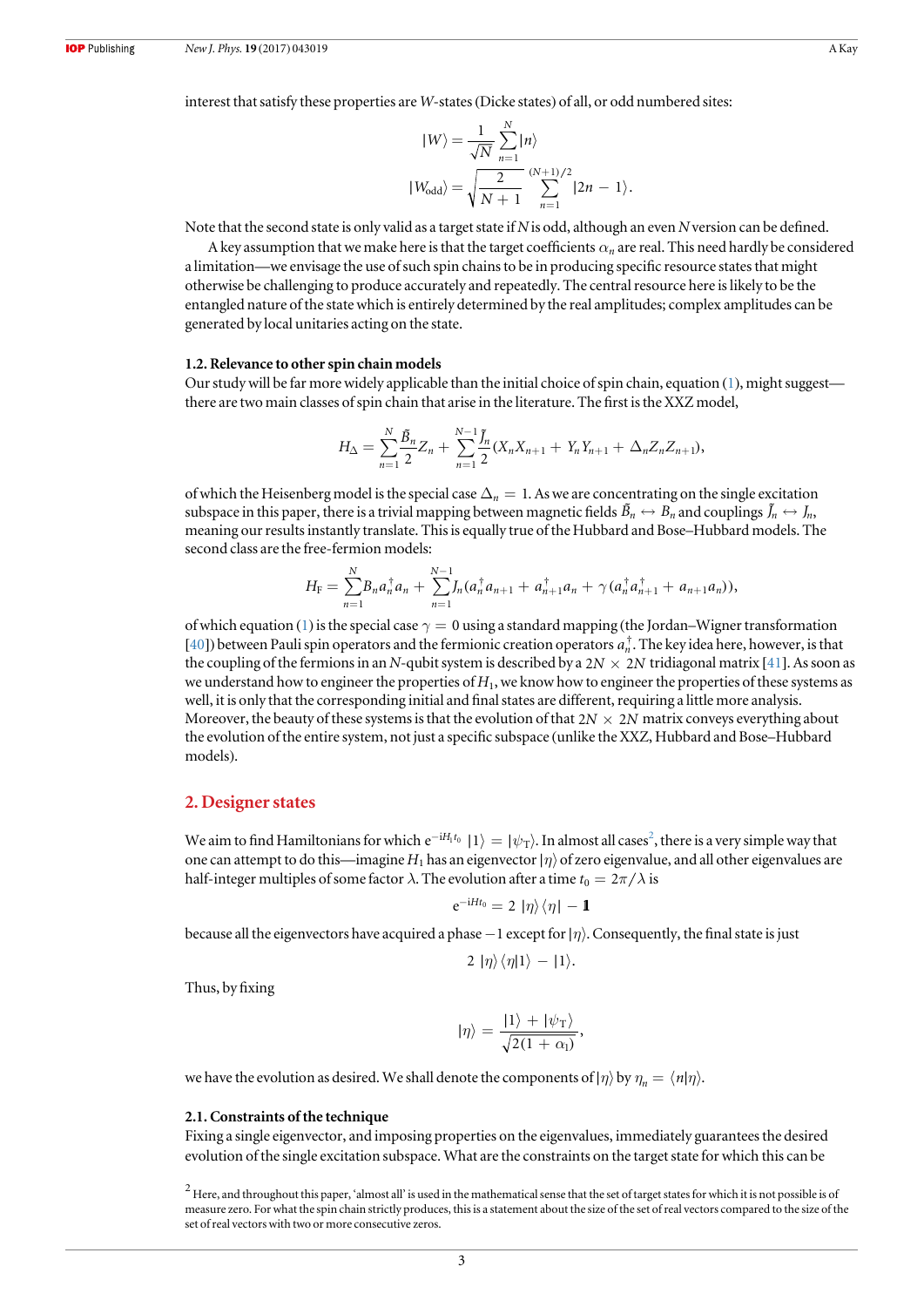interest that satisfy these properties are $W$-states (Dicke states) of all, or odd numbered sites:

$$|W\rangle = \frac{1}{\sqrt{N}}\sum_{n=1}^{N}|n\rangle$$

$$|W_{\text{odd}}\rangle = \sqrt{\frac{2}{N+1}}\sum_{n=1}^{(N+1)/2}|2n-1\rangle.$$

Note that the second state is only valid as a target state if $N$ is odd, although an even $N$ version can be defined.

A key assumption that we make here is that the target coefficients $\alpha_n$ are real. This need hardly be considered a limitation—we envisage the use of such spin chains to be in producing specific resource states that might otherwise be challenging to produce accurately and repeatedly. The central resource here is likely to be the entangled nature of the state which is entirely determined by the real amplitudes; complex amplitudes can be generated by local unitaries acting on the state.

### 1.2. Relevance to other spin chain models

Our study will be far more widely applicable than the initial choice of spin chain, equation (1), might suggest—there are two main classes of spin chain that arise in the literature. The first is the XXZ model,

$$H_\Delta = \sum_{n=1}^{N}\frac{\tilde{B}_n}{2}Z_n + \sum_{n=1}^{N-1}\frac{\tilde{J}_n}{2}(X_nX_{n+1} + Y_nY_{n+1} + \Delta_nZ_nZ_{n+1}),$$

of which the Heisenberg model is the special case $\Delta_n = 1$. As we are concentrating on the single excitation subspace in this paper, there is a trivial mapping between magnetic fields $\tilde{B}_n \leftrightarrow B_n$ and couplings $\tilde{J}_n \leftrightarrow J_n$, meaning our results instantly translate. This is equally true of the Hubbard and Bose–Hubbard models. The second class are the free-fermion models:

$$H_F = \sum_{n=1}^{N}B_na_n^\dagger a_n + \sum_{n=1}^{N-1}J_n(a_n^\dagger a_{n+1} + a_{n+1}^\dagger a_n + \gamma(a_n^\dagger a_{n+1}^\dagger + a_{n+1}a_n)),$$

of which equation (1) is the special case $\gamma = 0$ using a standard mapping (the Jordan–Wigner transformation [40]) between Pauli spin operators and the fermionic creation operators $a_n^\dagger$. The key idea here, however, is that the coupling of the fermions in an $N$-qubit system is described by a $2N \times 2N$ tridiagonal matrix [41]. As soon as we understand how to engineer the properties of $H_1$, we know how to engineer the properties of these systems as well, it is only that the corresponding initial and final states are different, requiring a little more analysis. Moreover, the beauty of these systems is that the evolution of that $2N \times 2N$ matrix conveys everything about the evolution of the entire system, not just a specific subspace (unlike the XXZ, Hubbard and Bose–Hubbard models).

## 2. Designer states

We aim to find Hamiltonians for which $e^{-iH_1t_0}|1\rangle = |\psi_T\rangle$. In almost all cases[2], there is a very simple way that one can attempt to do this—imagine $H_1$ has an eigenvector $|\eta\rangle$ of zero eigenvalue, and all other eigenvalues are half-integer multiples of some factor $\lambda$. The evolution after a time $t_0 = 2\pi/\lambda$ is

$$e^{-iHt_0} = 2|\eta\rangle\langle\eta| - \mathbb{1}$$

because all the eigenvectors have acquired a phase $-1$ except for $|\eta\rangle$. Consequently, the final state is just

$$2|\eta\rangle\langle\eta|1\rangle - |1\rangle.$$

Thus, by fixing

$$|\eta\rangle = \frac{|1\rangle + |\psi_T\rangle}{\sqrt{2(1+\alpha_1)}},$$

we have the evolution as desired. We shall denote the components of $|\eta\rangle$ by $\eta_n = \langle n|\eta\rangle$.

### 2.1. Constraints of the technique

Fixing a single eigenvector, and imposing properties on the eigenvalues, immediately guarantees the desired evolution of the single excitation subspace. What are the constraints on the target state for which this can be

[2] Here, and throughout this paper, 'almost all' is used in the mathematical sense that the set of target states for which it is not possible is of measure zero. For what the spin chain strictly produces, this is a statement about the size of the set of real vectors compared to the size of the set of real vectors with two or more consecutive zeros.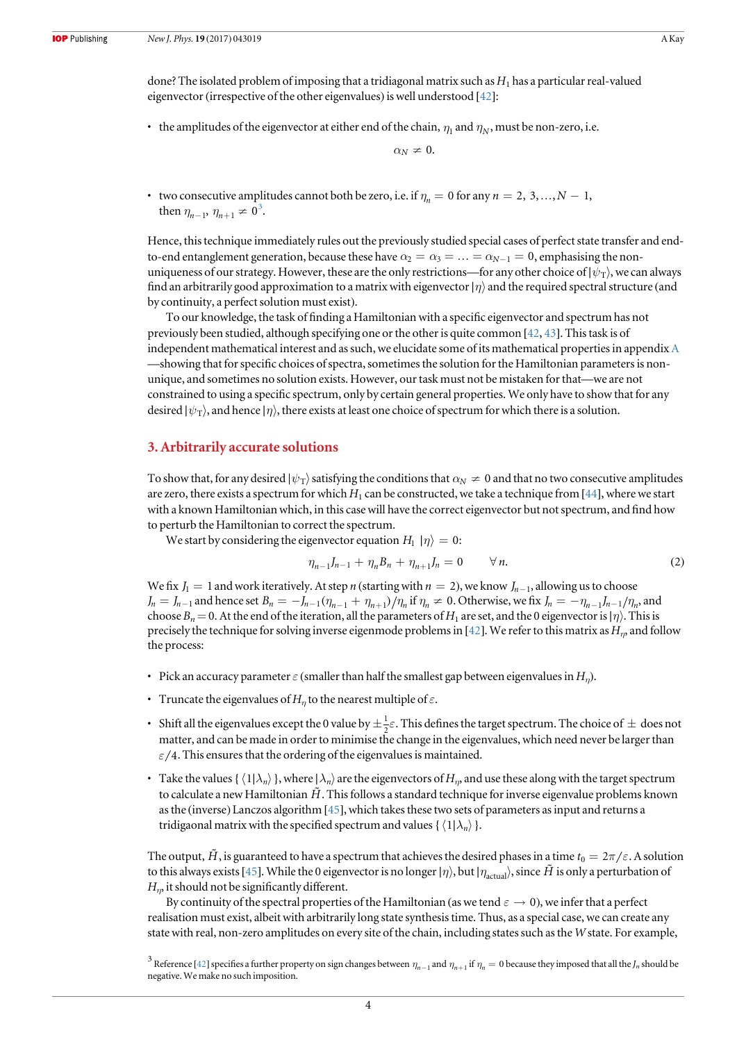done? The isolated problem of imposing that a tridiagonal matrix such as $H_1$ has a particular real-valued eigenvector (irrespective of the other eigenvalues) is well understood [42]:

- the amplitudes of the eigenvector at either end of the chain, $\eta_1$ and $\eta_N$, must be non-zero, i.e.

$$\alpha_N \neq 0.$$

- two consecutive amplitudes cannot both be zero, i.e. if $\eta_n = 0$ for any $n = 2, 3, \ldots, N-1$, then $\eta_{n-1}, \eta_{n+1} \neq 0$[3].

Hence, this technique immediately rules out the previously studied special cases of perfect state transfer and end-to-end entanglement generation, because these have $\alpha_2 = \alpha_3 = \ldots = \alpha_{N-1} = 0$, emphasising the non-uniqueness of our strategy. However, these are the only restrictions—for any other choice of $|\psi_T\rangle$, we can always find an arbitrarily good approximation to a matrix with eigenvector $|\eta\rangle$ and the required spectral structure (and by continuity, a perfect solution must exist).

To our knowledge, the task of finding a Hamiltonian with a specific eigenvector and spectrum has not previously been studied, although specifying one or the other is quite common [42, 43]. This task is of independent mathematical interest and as such, we elucidate some of its mathematical properties in appendix A—showing that for specific choices of spectra, sometimes the solution for the Hamiltonian parameters is non-unique, and sometimes no solution exists. However, our task must not be mistaken for that—we are not constrained to using a specific spectrum, only by certain general properties. We only have to show that for any desired $|\psi_T\rangle$, and hence $|\eta\rangle$, there exists at least one choice of spectrum for which there is a solution.

## 3. Arbitrarily accurate solutions

To show that, for any desired $|\psi_T\rangle$ satisfying the conditions that $\alpha_N \neq 0$ and that no two consecutive amplitudes are zero, there exists a spectrum for which $H_1$ can be constructed, we take a technique from [44], where we start with a known Hamiltonian which, in this case will have the correct eigenvector but not spectrum, and find how to perturb the Hamiltonian to correct the spectrum.

We start by considering the eigenvector equation $H_1\ |\eta\rangle = 0$:

$$\eta_{n-1}J_{n-1} + \eta_n B_n + \eta_{n+1}J_n = 0 \qquad \forall\, n. \tag{2}$$

We fix $J_1 = 1$ and work iteratively. At step $n$ (starting with $n = 2$), we know $J_{n-1}$, allowing us to choose $J_n = J_{n-1}$ and hence set $B_n = -J_{n-1}(\eta_{n-1} + \eta_{n+1})/\eta_n$ if $\eta_n \neq 0$. Otherwise, we fix $J_n = -\eta_{n-1}J_{n-1}/\eta_n$, and choose $B_n = 0$. At the end of the iteration, all the parameters of $H_1$ are set, and the 0 eigenvector is $|\eta\rangle$. This is precisely the technique for solving inverse eigenmode problems in [42]. We refer to this matrix as $H_\eta$, and follow the process:

- Pick an accuracy parameter $\varepsilon$ (smaller than half the smallest gap between eigenvalues in $H_\eta$).
- Truncate the eigenvalues of $H_\eta$ to the nearest multiple of $\varepsilon$.
- Shift all the eigenvalues except the 0 value by $\pm\frac{1}{2}\varepsilon$. This defines the target spectrum. The choice of $\pm$ does not matter, and can be made in order to minimise the change in the eigenvalues, which need never be larger than $\varepsilon/4$. This ensures that the ordering of the eigenvalues is maintained.
- Take the values $\{\langle 1|\lambda_n\rangle\}$, where $|\lambda_n\rangle$ are the eigenvectors of $H_\eta$, and use these along with the target spectrum to calculate a new Hamiltonian $\tilde{H}$. This follows a standard technique for inverse eigenvalue problems known as the (inverse) Lanczos algorithm [45], which takes these two sets of parameters as input and returns a tridigaonal matrix with the specified spectrum and values $\{\langle 1|\lambda_n\rangle\}$.

The output, $\tilde{H}$, is guaranteed to have a spectrum that achieves the desired phases in a time $t_0 = 2\pi/\varepsilon$. A solution to this always exists [45]. While the 0 eigenvector is no longer $|\eta\rangle$, but $|\eta_{\text{actual}}\rangle$, since $\tilde{H}$ is only a perturbation of $H_\eta$, it should not be significantly different.

By continuity of the spectral properties of the Hamiltonian (as we tend $\varepsilon \to 0$), we infer that a perfect realisation must exist, albeit with arbitrarily long state synthesis time. Thus, as a special case, we can create any state with real, non-zero amplitudes on every site of the chain, including states such as the $W$ state. For example,

[3] Reference [42] specifies a further property on sign changes between $\eta_{n-1}$ and $\eta_{n+1}$ if $\eta_n = 0$ because they imposed that all the $J_n$ should be negative. We make no such imposition.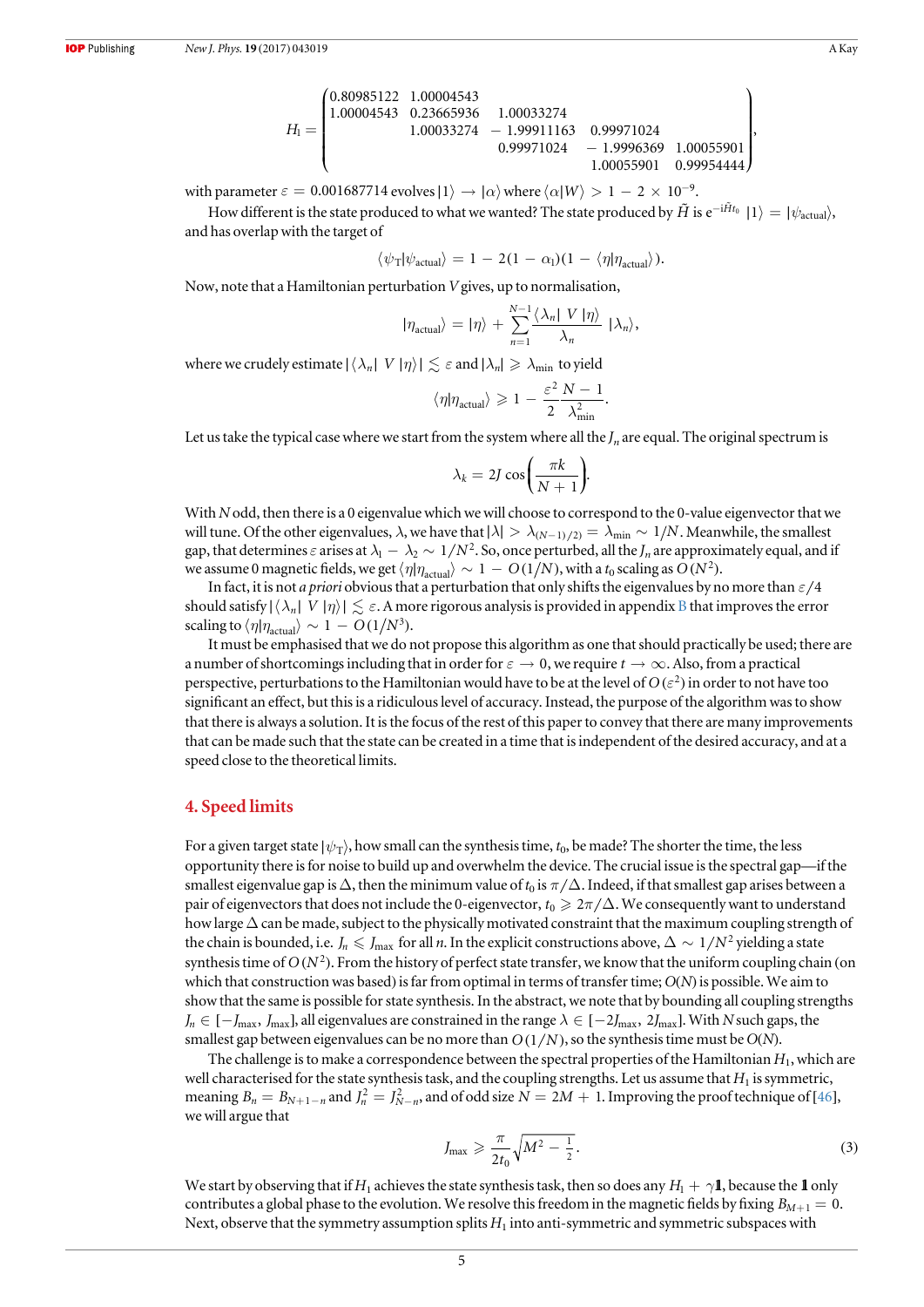$$
H_1 = \begin{pmatrix} 0.80985122 & 1.00004543 & & & \\ 1.00004543 & 0.23665936 & 1.00033274 & & \\ & 1.00033274 & -1.99911163 & 0.99971024 & \\ & & 0.99971024 & -1.9996369 & 1.00055901 \\ & & & 1.00055901 & 0.99954444 \end{pmatrix},
$$

with parameter $\varepsilon = 0.001687714$ evolves $|1\rangle \to |\alpha\rangle$ where $\langle\alpha|W\rangle > 1 - 2\times 10^{-9}$.

How different is the state produced to what we wanted? The state produced by $\tilde{H}$ is $\mathrm{e}^{-\mathrm{i}\tilde{H}t_0}|1\rangle = |\psi_{\mathrm{actual}}\rangle$, and has overlap with the target of

$$
\langle\psi_{\mathrm{T}}|\psi_{\mathrm{actual}}\rangle = 1 - 2(1-\alpha_1)(1 - \langle\eta|\eta_{\mathrm{actual}}\rangle).
$$

Now, note that a Hamiltonian perturbation $V$ gives, up to normalisation,

$$
|\eta_{\mathrm{actual}}\rangle = |\eta\rangle + \sum_{n=1}^{N-1} \frac{\langle\lambda_n|\, V\, |\eta\rangle}{\lambda_n} |\lambda_n\rangle,
$$

where we crudely estimate $|\langle\lambda_n|\, V\, |\eta\rangle| \lesssim \varepsilon$ and $|\lambda_n| \geqslant \lambda_{\min}$ to yield

$$
\langle\eta|\eta_{\mathrm{actual}}\rangle \geqslant 1 - \frac{\varepsilon^2}{2}\frac{N-1}{\lambda_{\min}^2}.
$$

Let us take the typical case where we start from the system where all the $J_n$ are equal. The original spectrum is

$$
\lambda_k = 2J\cos\left(\frac{\pi k}{N+1}\right).
$$

With $N$ odd, then there is a 0 eigenvalue which we will choose to correspond to the 0-value eigenvector that we will tune. Of the other eigenvalues, $\lambda$, we have that $|\lambda| > \lambda_{(N-1)/2)} = \lambda_{\min} \sim 1/N$. Meanwhile, the smallest gap, that determines $\varepsilon$ arises at $\lambda_1 - \lambda_2 \sim 1/N^2$. So, once perturbed, all the $J_n$ are approximately equal, and if we assume 0 magnetic fields, we get $\langle\eta|\eta_{\mathrm{actual}}\rangle \sim 1 - O(1/N)$, with a $t_0$ scaling as $O(N^2)$.

In fact, it is not *a priori* obvious that a perturbation that only shifts the eigenvalues by no more than $\varepsilon/4$ should satisfy $|\langle\lambda_n|\, V\, |\eta\rangle| \lesssim \varepsilon$. A more rigorous analysis is provided in appendix B that improves the error scaling to $\langle\eta|\eta_{\mathrm{actual}}\rangle \sim 1 - O(1/N^3)$.

It must be emphasised that we do not propose this algorithm as one that should practically be used; there are a number of shortcomings including that in order for $\varepsilon \to 0$, we require $t \to \infty$. Also, from a practical perspective, perturbations to the Hamiltonian would have to be at the level of $O(\varepsilon^2)$ in order to not have too significant an effect, but this is a ridiculous level of accuracy. Instead, the purpose of the algorithm was to show that there is always a solution. It is the focus of the rest of this paper to convey that there are many improvements that can be made such that the state can be created in a time that is independent of the desired accuracy, and at a speed close to the theoretical limits.

## 4. Speed limits

For a given target state $|\psi_{\mathrm{T}}\rangle$, how small can the synthesis time, $t_0$, be made? The shorter the time, the less opportunity there is for noise to build up and overwhelm the device. The crucial issue is the spectral gap—if the smallest eigenvalue gap is $\Delta$, then the minimum value of $t_0$ is $\pi/\Delta$. Indeed, if that smallest gap arises between a pair of eigenvectors that does not include the 0-eigenvector, $t_0 \geqslant 2\pi/\Delta$. We consequently want to understand how large $\Delta$ can be made, subject to the physically motivated constraint that the maximum coupling strength of the chain is bounded, i.e. $J_n \leqslant J_{\max}$ for all $n$. In the explicit constructions above, $\Delta \sim 1/N^2$ yielding a state synthesis time of $O(N^2)$. From the history of perfect state transfer, we know that the uniform coupling chain (on which that construction was based) is far from optimal in terms of transfer time; $O(N)$ is possible. We aim to show that the same is possible for state synthesis. In the abstract, we note that by bounding all coupling strengths $J_n \in [-J_{\max}, J_{\max}]$, all eigenvalues are constrained in the range $\lambda \in [-2J_{\max}, 2J_{\max}]$. With $N$ such gaps, the smallest gap between eigenvalues can be no more than $O(1/N)$, so the synthesis time must be $O(N)$.

The challenge is to make a correspondence between the spectral properties of the Hamiltonian $H_1$, which are well characterised for the state synthesis task, and the coupling strengths. Let us assume that $H_1$ is symmetric, meaning $B_n = B_{N+1-n}$ and $J_n^2 = J_{N-n}^2$, and of odd size $N = 2M + 1$. Improving the proof technique of [46], we will argue that

$$
J_{\max} \geqslant \frac{\pi}{2t_0}\sqrt{M^2 - \tfrac{1}{2}}. \tag{3}
$$

We start by observing that if $H_1$ achieves the state synthesis task, then so does any $H_1 + \gamma\mathbb{1}$, because the $\mathbb{1}$ only contributes a global phase to the evolution. We resolve this freedom in the magnetic fields by fixing $B_{M+1} = 0$. Next, observe that the symmetry assumption splits $H_1$ into anti-symmetric and symmetric subspaces with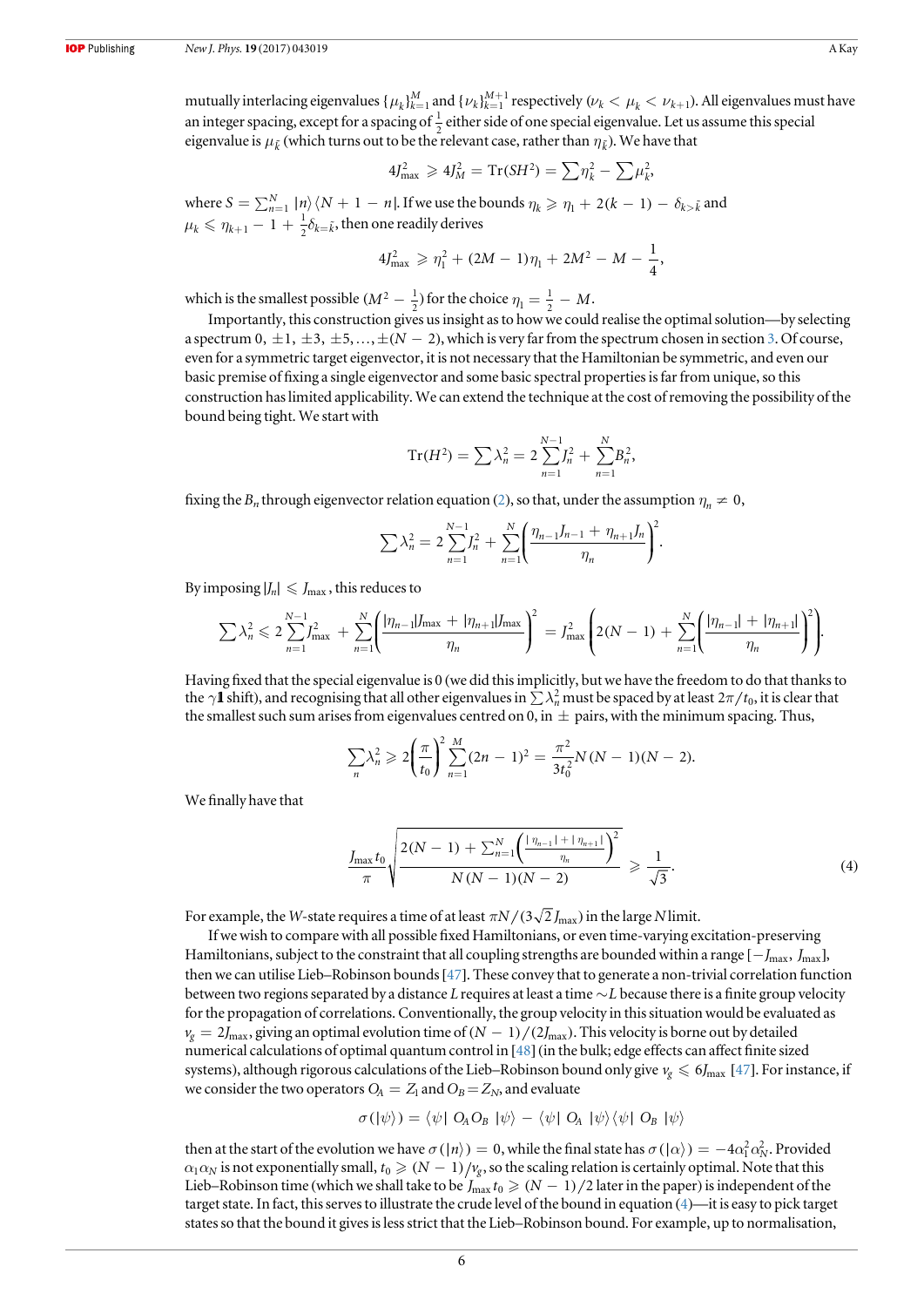mutually interlacing eigenvalues $\{\mu_k\}_{k=1}^{M}$ and $\{\nu_k\}_{k=1}^{M+1}$ respectively ($\nu_k < \mu_k < \nu_{k+1}$). All eigenvalues must have an integer spacing, except for a spacing of $\frac{1}{2}$ either side of one special eigenvalue. Let us assume this special eigenvalue is $\mu_{\tilde{k}}$ (which turns out to be the relevant case, rather than $\eta_{\tilde{k}}$). We have that

$$4J_{\max}^2 \geqslant 4J_M^2 = \mathrm{Tr}(SH^2) = \sum \eta_k^2 - \sum \mu_k^2,$$

where $S = \sum_{n=1}^{N} |n\rangle\langle N+1-n|$. If we use the bounds $\eta_k \geqslant \eta_1 + 2(k-1) - \delta_{k>\tilde{k}}$ and $\mu_k \leqslant \eta_{k+1} - 1 + \frac{1}{2}\delta_{k=\tilde{k}}$, then one readily derives

$$4J_{\max}^2 \geqslant \eta_1^2 + (2M-1)\eta_1 + 2M^2 - M - \frac{1}{4},$$

which is the smallest possible ($M^2 - \frac{1}{2}$) for the choice $\eta_1 = \frac{1}{2} - M$.

Importantly, this construction gives us insight as to how we could realise the optimal solution—by selecting a spectrum $0, \pm 1, \pm 3, \pm 5, \ldots, \pm(N-2)$, which is very far from the spectrum chosen in section 3. Of course, even for a symmetric target eigenvector, it is not necessary that the Hamiltonian be symmetric, and even our basic premise of fixing a single eigenvector and some basic spectral properties is far from unique, so this construction has limited applicability. We can extend the technique at the cost of removing the possibility of the bound being tight. We start with

$$\mathrm{Tr}(H^2) = \sum \lambda_n^2 = 2\sum_{n=1}^{N-1} J_n^2 + \sum_{n=1}^{N} B_n^2,$$

fixing the $B_n$ through eigenvector relation equation (2), so that, under the assumption $\eta_n \neq 0$,

$$\sum \lambda_n^2 = 2\sum_{n=1}^{N-1} J_n^2 + \sum_{n=1}^{N}\left(\frac{\eta_{n-1}J_{n-1} + \eta_{n+1}J_n}{\eta_n}\right)^2.$$

By imposing $|J_n| \leqslant J_{\max}$, this reduces to

$$\sum \lambda_n^2 \leqslant 2\sum_{n=1}^{N-1} J_{\max}^2 + \sum_{n=1}^{N}\left(\frac{|\eta_{n-1}|J_{\max} + |\eta_{n+1}|J_{\max}}{\eta_n}\right)^2 = J_{\max}^2\left(2(N-1) + \sum_{n=1}^{N}\left(\frac{|\eta_{n-1}| + |\eta_{n+1}|}{\eta_n}\right)^2\right).$$

Having fixed that the special eigenvalue is 0 (we did this implicitly, but we have the freedom to do that thanks to the $\gamma\mathbb{1}$ shift), and recognising that all other eigenvalues in $\sum \lambda_n^2$ must be spaced by at least $2\pi/t_0$, it is clear that the smallest such sum arises from eigenvalues centred on 0, in $\pm$ pairs, with the minimum spacing. Thus,

$$\sum_n \lambda_n^2 \geqslant 2\left(\frac{\pi}{t_0}\right)^2 \sum_{n=1}^{M} (2n-1)^2 = \frac{\pi^2}{3t_0^2}N(N-1)(N-2).$$

We finally have that

$$\frac{J_{\max} t_0}{\pi}\sqrt{\frac{2(N-1) + \sum_{n=1}^{N}\left(\frac{|\eta_{n-1}| + |\eta_{n+1}|}{\eta_n}\right)^2}{N(N-1)(N-2)}} \geqslant \frac{1}{\sqrt{3}}. \tag{4}$$

For example, the $W$-state requires a time of at least $\pi N/(3\sqrt{2}J_{\max})$ in the large $N$ limit.

If we wish to compare with all possible fixed Hamiltonians, or even time-varying excitation-preserving Hamiltonians, subject to the constraint that all coupling strengths are bounded within a range $[-J_{\max}, J_{\max}]$, then we can utilise Lieb–Robinson bounds [47]. These convey that to generate a non-trivial correlation function between two regions separated by a distance $L$ requires at least a time $\sim L$ because there is a finite group velocity for the propagation of correlations. Conventionally, the group velocity in this situation would be evaluated as $v_g = 2J_{\max}$, giving an optimal evolution time of $(N-1)/(2J_{\max})$. This velocity is borne out by detailed numerical calculations of optimal quantum control in [48] (in the bulk; edge effects can affect finite sized systems), although rigorous calculations of the Lieb–Robinson bound only give $v_g \leqslant 6J_{\max}$ [47]. For instance, if we consider the two operators $O_A = Z_1$ and $O_B = Z_N$, and evaluate

$$\sigma(|\psi\rangle) = \langle\psi|\, O_A O_B\, |\psi\rangle - \langle\psi|\, O_A\, |\psi\rangle\langle\psi|\, O_B\, |\psi\rangle$$

then at the start of the evolution we have $\sigma(|n\rangle) = 0$, while the final state has $\sigma(|\alpha\rangle) = -4\alpha_1^2\alpha_N^2$. Provided $\alpha_1\alpha_N$ is not exponentially small, $t_0 \geqslant (N-1)/v_g$, so the scaling relation is certainly optimal. Note that this Lieb–Robinson time (which we shall take to be $J_{\max}t_0 \geqslant (N-1)/2$ later in the paper) is independent of the target state. In fact, this serves to illustrate the crude level of the bound in equation (4)—it is easy to pick target states so that the bound it gives is less strict that the Lieb–Robinson bound. For example, up to normalisation,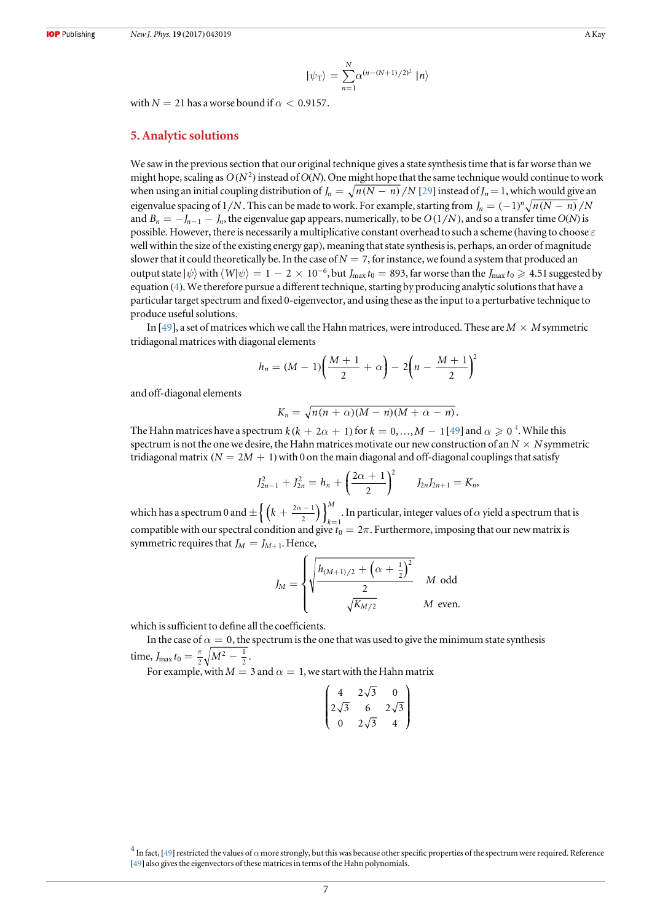$$|\psi_{\mathrm{T}}\rangle = \sum_{n=1}^{N} \alpha^{(n-(N+1)/2)^2} |n\rangle$$

with $N = 21$ has a worse bound if $\alpha < 0.9157$.

## 5. Analytic solutions

We saw in the previous section that our original technique gives a state synthesis time that is far worse than we might hope, scaling as $O(N^2)$ instead of $O(N)$. One might hope that the same technique would continue to work when using an initial coupling distribution of $J_n = \sqrt{n(N-n)}/N$ [29] instead of $J_n = 1$, which would give an eigenvalue spacing of $1/N$. This can be made to work. For example, starting from $J_n = (-1)^n \sqrt{n(N-n)}/N$ and $B_n = -J_{n-1} - J_n$, the eigenvalue gap appears, numerically, to be $O(1/N)$, and so a transfer time $O(N)$ is possible. However, there is necessarily a multiplicative constant overhead to such a scheme (having to choose $\varepsilon$ well within the size of the existing energy gap), meaning that state synthesis is, perhaps, an order of magnitude slower that it could theoretically be. In the case of $N = 7$, for instance, we found a system that produced an output state $|\psi\rangle$ with $\langle W|\psi\rangle = 1 - 2 \times 10^{-6}$, but $J_{\max} t_0 = 893$, far worse than the $J_{\max} t_0 \geqslant 4.51$ suggested by equation (4). We therefore pursue a different technique, starting by producing analytic solutions that have a particular target spectrum and fixed 0-eigenvector, and using these as the input to a perturbative technique to produce useful solutions.

In [49], a set of matrices which we call the Hahn matrices, were introduced. These are $M \times M$ symmetric tridiagonal matrices with diagonal elements

$$h_n = (M-1)\left(\frac{M+1}{2} + \alpha\right) - 2\left(n - \frac{M+1}{2}\right)^2$$

and off-diagonal elements

$$K_n = \sqrt{n(n+\alpha)(M-n)(M+\alpha-n)}.$$

The Hahn matrices have a spectrum $k(k + 2\alpha + 1)$ for $k = 0, \ldots, M-1$ [49] and $\alpha \geqslant 0$ [4]. While this spectrum is not the one we desire, the Hahn matrices motivate our new construction of an $N \times N$ symmetric tridiagonal matrix ($N = 2M + 1$) with 0 on the main diagonal and off-diagonal couplings that satisfy

$$J_{2n-1}^2 + J_{2n}^2 = h_n + \left(\frac{2\alpha+1}{2}\right)^2 \qquad J_{2n}J_{2n+1} = K_n,$$

which has a spectrum 0 and $\pm\left\{\left(k + \frac{2\alpha-1}{2}\right)\right\}_{k=1}^{M}$. In particular, integer values of $\alpha$ yield a spectrum that is compatible with our spectral condition and give $t_0 = 2\pi$. Furthermore, imposing that our new matrix is symmetric requires that $J_M = J_{M+1}$. Hence,

$$J_M = \begin{cases} \sqrt{\dfrac{h_{(M+1)/2} + \left(\alpha + \frac{1}{2}\right)^2}{2}} & M \text{ odd} \\ \sqrt{K_{M/2}} & M \text{ even.} \end{cases}$$

which is sufficient to define all the coefficients.

In the case of $\alpha = 0$, the spectrum is the one that was used to give the minimum state synthesis time, $J_{\max} t_0 = \frac{\pi}{2}\sqrt{M^2 - \frac{1}{2}}$.

For example, with $M = 3$ and $\alpha = 1$, we start with the Hahn matrix

$$\begin{pmatrix} 4 & 2\sqrt{3} & 0 \\ 2\sqrt{3} & 6 & 2\sqrt{3} \\ 0 & 2\sqrt{3} & 4 \end{pmatrix}$$

[4] In fact, [49] restricted the values of $\alpha$ more strongly, but this was because other specific properties of the spectrum were required. Reference [49] also gives the eigenvectors of these matrices in terms of the Hahn polynomials.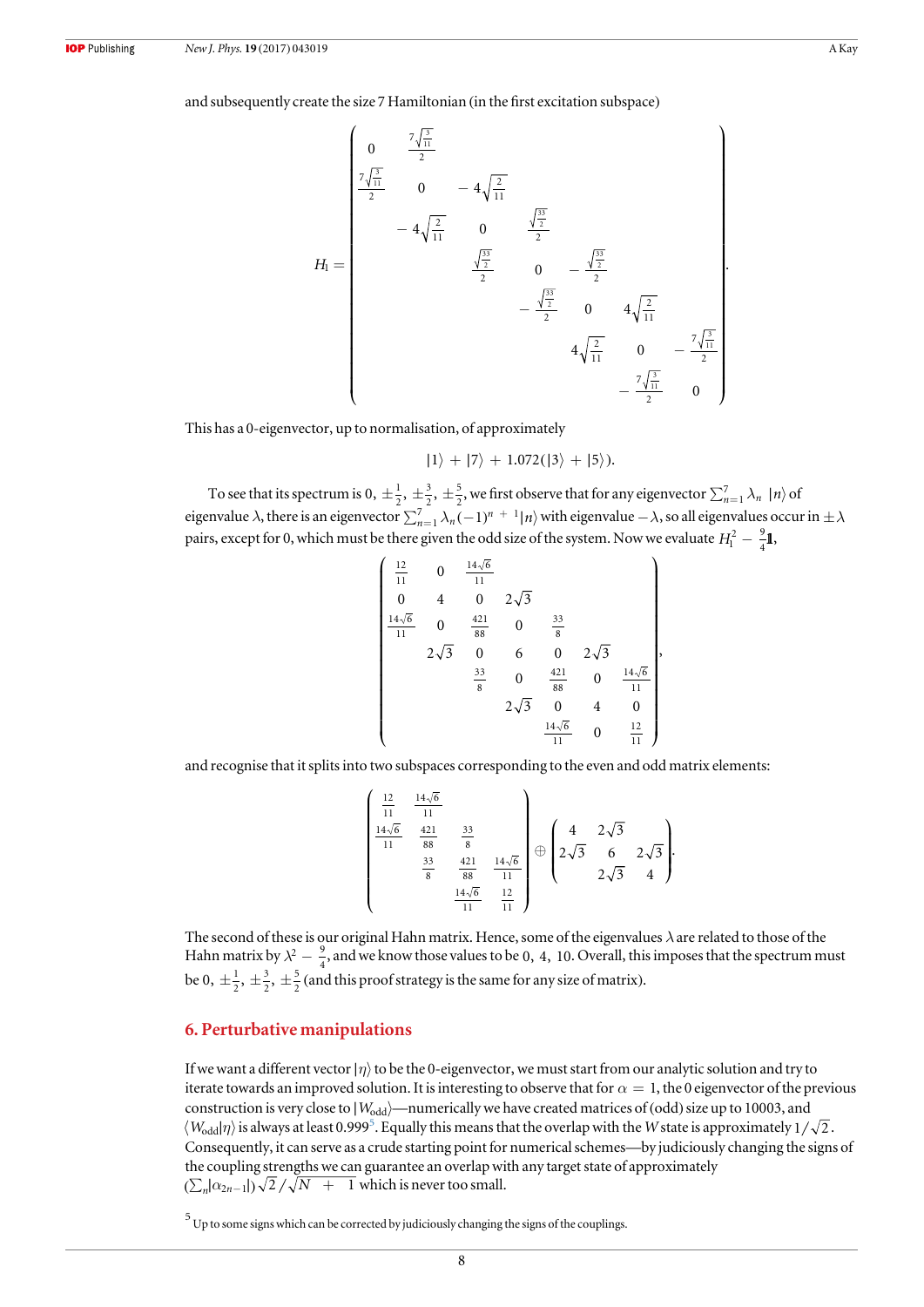and subsequently create the size 7 Hamiltonian (in the first excitation subspace)

$$
H_1 = \begin{pmatrix}
0 & \frac{7\sqrt{\frac{3}{11}}}{2} & & & & & \\
\frac{7\sqrt{\frac{3}{11}}}{2} & 0 & -4\sqrt{\frac{2}{11}} & & & & \\
& -4\sqrt{\frac{2}{11}} & 0 & \frac{\sqrt{\frac{33}{2}}}{2} & & & \\
& & \frac{\sqrt{\frac{33}{2}}}{2} & 0 & -\frac{\sqrt{\frac{33}{2}}}{2} & & \\
& & & -\frac{\sqrt{\frac{33}{2}}}{2} & 0 & 4\sqrt{\frac{2}{11}} & \\
& & & & 4\sqrt{\frac{2}{11}} & 0 & -\frac{7\sqrt{\frac{3}{11}}}{2} \\
& & & & & -\frac{7\sqrt{\frac{3}{11}}}{2} & 0
\end{pmatrix}.
$$

This has a 0-eigenvector, up to normalisation, of approximately

$$
|1\rangle + |7\rangle + 1.072(|3\rangle + |5\rangle).
$$

To see that its spectrum is $0, \pm\frac{1}{2}, \pm\frac{3}{2}, \pm\frac{5}{2}$, we first observe that for any eigenvector $\sum_{n=1}^{7} \lambda_n |n\rangle$ of eigenvalue $\lambda$, there is an eigenvector $\sum_{n=1}^{7} \lambda_n (-1)^{n+1}|n\rangle$ with eigenvalue $-\lambda$, so all eigenvalues occur in $\pm\lambda$ pairs, except for 0, which must be there given the odd size of the system. Now we evaluate $H_1^2 - \frac{9}{4}\mathbb{1}$,

$$
\begin{pmatrix}
\frac{12}{11} & 0 & \frac{14\sqrt{6}}{11} & & & & \\
0 & 4 & 0 & 2\sqrt{3} & & & \\
\frac{14\sqrt{6}}{11} & 0 & \frac{421}{88} & 0 & \frac{33}{8} & & \\
& 2\sqrt{3} & 0 & 6 & 0 & 2\sqrt{3} & \\
& & \frac{33}{8} & 0 & \frac{421}{88} & 0 & \frac{14\sqrt{6}}{11} \\
& & & 2\sqrt{3} & 0 & 4 & 0 \\
& & & & \frac{14\sqrt{6}}{11} & 0 & \frac{12}{11}
\end{pmatrix},
$$

and recognise that it splits into two subspaces corresponding to the even and odd matrix elements:

$$
\begin{pmatrix}
\frac{12}{11} & \frac{14\sqrt{6}}{11} & & \\
\frac{14\sqrt{6}}{11} & \frac{421}{88} & \frac{33}{8} & \\
& \frac{33}{8} & \frac{421}{88} & \frac{14\sqrt{6}}{11} \\
& & \frac{14\sqrt{6}}{11} & \frac{12}{11}
\end{pmatrix}
\oplus
\begin{pmatrix}
4 & 2\sqrt{3} & \\
2\sqrt{3} & 6 & 2\sqrt{3} \\
& 2\sqrt{3} & 4
\end{pmatrix}.
$$

The second of these is our original Hahn matrix. Hence, some of the eigenvalues $\lambda$ are related to those of the Hahn matrix by $\lambda^2 - \frac{9}{4}$, and we know those values to be $0, 4, 10$. Overall, this imposes that the spectrum must be $0, \pm\frac{1}{2}, \pm\frac{3}{2}, \pm\frac{5}{2}$ (and this proof strategy is the same for any size of matrix).

## 6. Perturbative manipulations

If we want a different vector $|\eta\rangle$ to be the 0-eigenvector, we must start from our analytic solution and try to iterate towards an improved solution. It is interesting to observe that for $\alpha = 1$, the 0 eigenvector of the previous construction is very close to $|W_{\text{odd}}\rangle$—numerically we have created matrices of (odd) size up to 10003, and $\langle W_{\text{odd}}|\eta\rangle$ is always at least 0.999[5]. Equally this means that the overlap with the $W$ state is approximately $1/\sqrt{2}$. Consequently, it can serve as a crude starting point for numerical schemes—by judiciously changing the signs of the coupling strengths we can guarantee an overlap with any target state of approximately $(\sum_n |\alpha_{2n-1}|)\sqrt{2}/\sqrt{N+1}$ which is never too small.

[5] Up to some signs which can be corrected by judiciously changing the signs of the couplings.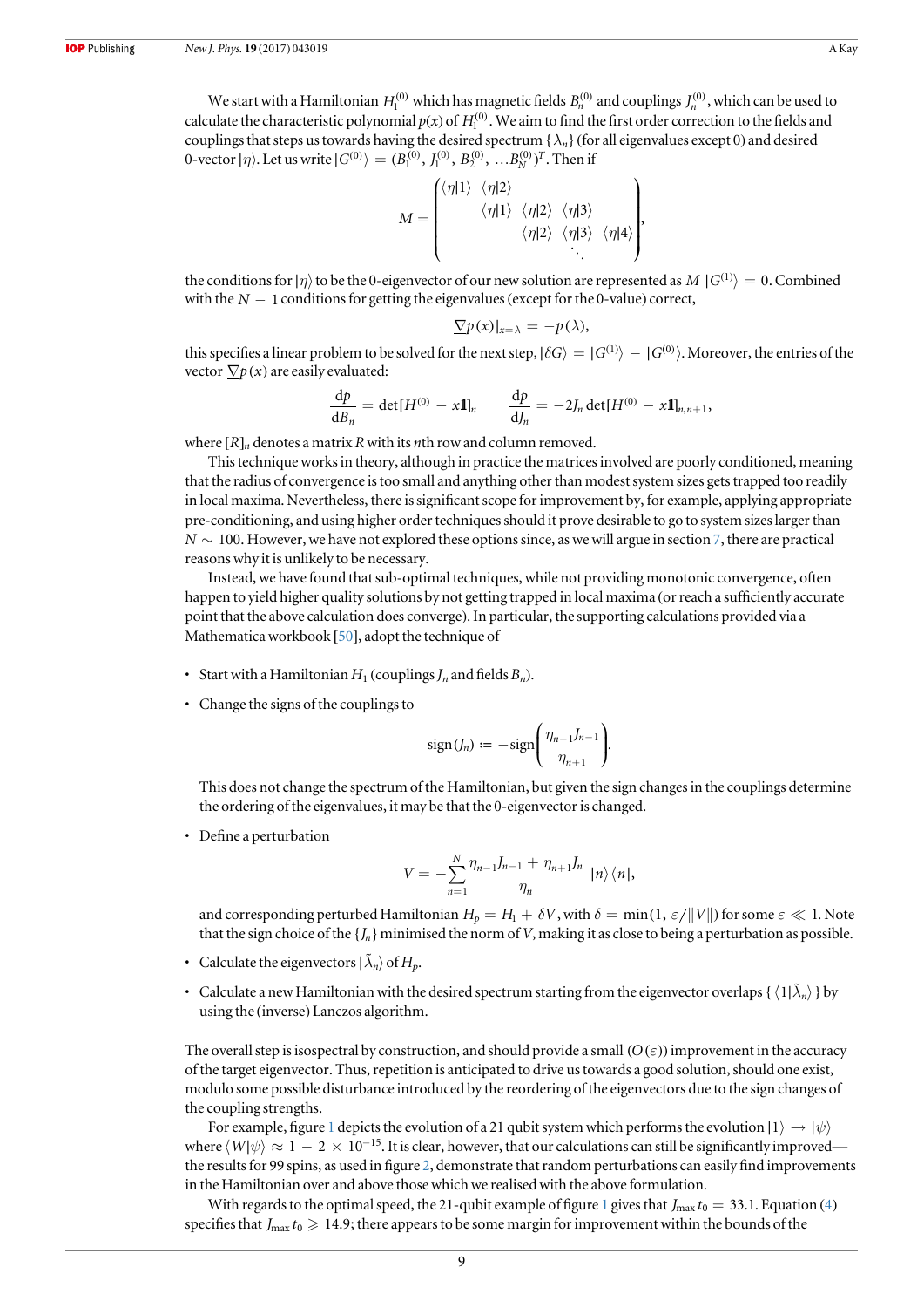We start with a Hamiltonian $H_1^{(0)}$ which has magnetic fields $B_n^{(0)}$ and couplings $J_n^{(0)}$, which can be used to calculate the characteristic polynomial $p(x)$ of $H_1^{(0)}$. We aim to find the first order correction to the fields and couplings that steps us towards having the desired spectrum $\{\lambda_n\}$ (for all eigenvalues except 0) and desired 0-vector $|\eta\rangle$. Let us write $|G^{(0)}\rangle = (B_1^{(0)}, J_1^{(0)}, B_2^{(0)}, \ldots B_N^{(0)})^T$. Then if

$$M = \begin{pmatrix} \langle\eta|1\rangle & \langle\eta|2\rangle & & & & \\ & \langle\eta|1\rangle & \langle\eta|2\rangle & \langle\eta|3\rangle & & \\ & & & \langle\eta|2\rangle & \langle\eta|3\rangle & \langle\eta|4\rangle \\ & & & & & \ddots \end{pmatrix},$$

the conditions for $|\eta\rangle$ to be the 0-eigenvector of our new solution are represented as $M|G^{(1)}\rangle = 0$. Combined with the $N-1$ conditions for getting the eigenvalues (except for the 0-value) correct,

$$\underline{\nabla}p(x)|_{x=\lambda} = -p(\lambda),$$

this specifies a linear problem to be solved for the next step, $|\delta G\rangle = |G^{(1)}\rangle - |G^{(0)}\rangle$. Moreover, the entries of the vector $\underline{\nabla}p(x)$ are easily evaluated:

$$\frac{\mathrm{d}p}{\mathrm{d}B_n} = \det[H^{(0)} - x\mathbb{1}]_n \qquad \frac{\mathrm{d}p}{\mathrm{d}J_n} = -2J_n\det[H^{(0)} - x\mathbb{1}]_{n,n+1},$$

where $[R]_n$ denotes a matrix $R$ with its $n$th row and column removed.

This technique works in theory, although in practice the matrices involved are poorly conditioned, meaning that the radius of convergence is too small and anything other than modest system sizes gets trapped too readily in local maxima. Nevertheless, there is significant scope for improvement by, for example, applying appropriate pre-conditioning, and using higher order techniques should it prove desirable to go to system sizes larger than $N \sim 100$. However, we have not explored these options since, as we will argue in section 7, there are practical reasons why it is unlikely to be necessary.

Instead, we have found that sub-optimal techniques, while not providing monotonic convergence, often happen to yield higher quality solutions by not getting trapped in local maxima (or reach a sufficiently accurate point that the above calculation does converge). In particular, the supporting calculations provided via a Mathematica workbook [50], adopt the technique of

- Start with a Hamiltonian $H_1$ (couplings $J_n$ and fields $B_n$).
- Change the signs of the couplings to

$$\text{sign}(J_n) := -\text{sign}\left(\frac{\eta_{n-1}J_{n-1}}{\eta_{n+1}}\right).$$

  This does not change the spectrum of the Hamiltonian, but given the sign changes in the couplings determine the ordering of the eigenvalues, it may be that the 0-eigenvector is changed.
- Define a perturbation

$$V = -\sum_{n=1}^{N}\frac{\eta_{n-1}J_{n-1} + \eta_{n+1}J_n}{\eta_n}|n\rangle\langle n|,$$

  and corresponding perturbed Hamiltonian $H_p = H_1 + \delta V$, with $\delta = \min(1, \varepsilon/\|V\|)$ for some $\varepsilon \ll 1$. Note that the sign choice of the $\{J_n\}$ minimised the norm of $V$, making it as close to being a perturbation as possible.
- Calculate the eigenvectors $|\tilde{\lambda}_n\rangle$ of $H_p$.
- Calculate a new Hamiltonian with the desired spectrum starting from the eigenvector overlaps $\{\langle 1|\tilde{\lambda}_n\rangle\}$ by using the (inverse) Lanczos algorithm.

The overall step is isospectral by construction, and should provide a small ($O(\varepsilon)$) improvement in the accuracy of the target eigenvector. Thus, repetition is anticipated to drive us towards a good solution, should one exist, modulo some possible disturbance introduced by the reordering of the eigenvectors due to the sign changes of the coupling strengths.

For example, figure 1 depicts the evolution of a 21 qubit system which performs the evolution $|1\rangle \to |\psi\rangle$ where $\langle W|\psi\rangle \approx 1 - 2 \times 10^{-15}$. It is clear, however, that our calculations can still be significantly improved—the results for 99 spins, as used in figure 2, demonstrate that random perturbations can easily find improvements in the Hamiltonian over and above those which we realised with the above formulation.

With regards to the optimal speed, the 21-qubit example of figure 1 gives that $J_{\max}t_0 = 33.1$. Equation (4) specifies that $J_{\max}t_0 \geqslant 14.9$; there appears to be some margin for improvement within the bounds of the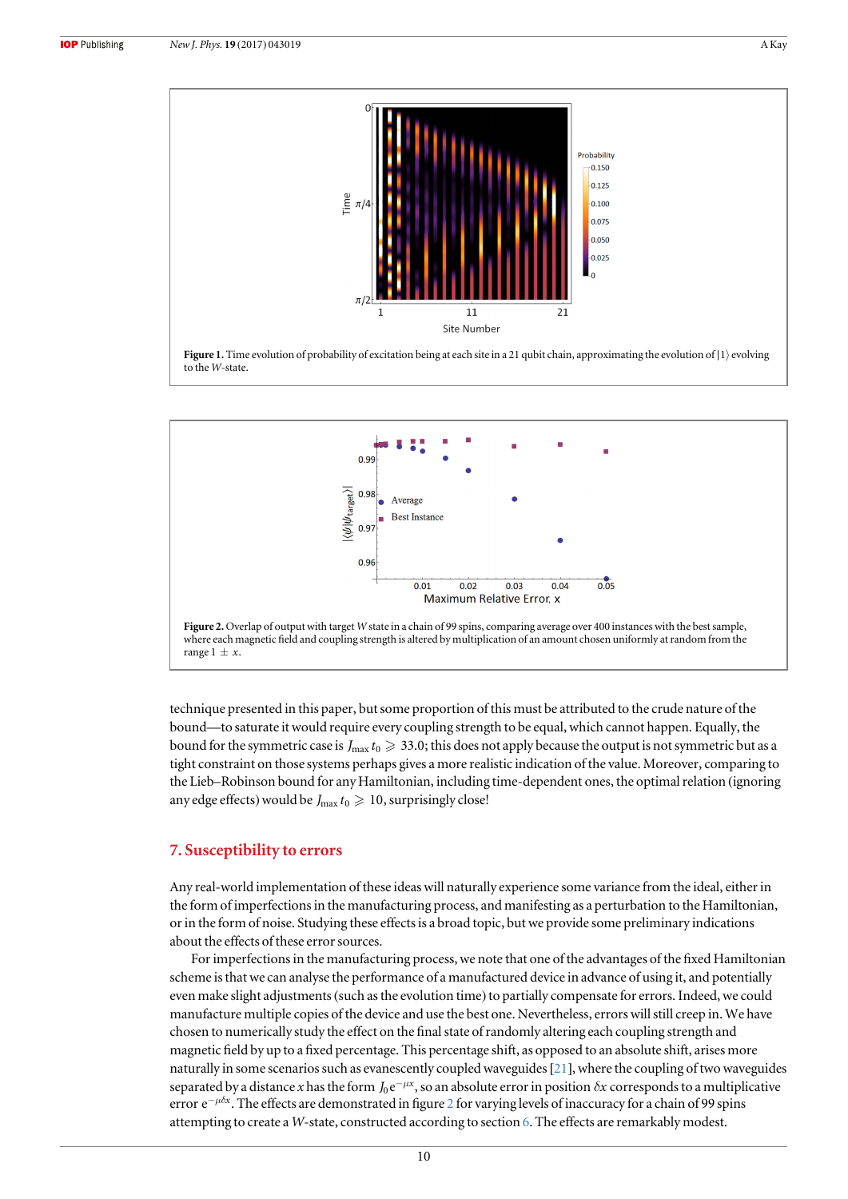**Figure 1.** Time evolution of probability of excitation being at each site in a 21 qubit chain, approximating the evolution of $|1\rangle$ evolving to the $W$-state.

**Figure 2.** Overlap of output with target $W$ state in a chain of 99 spins, comparing average over 400 instances with the best sample, where each magnetic field and coupling strength is altered by multiplication of an amount chosen uniformly at random from the range $1 \pm x$.

technique presented in this paper, but some proportion of this must be attributed to the crude nature of the bound—to saturate it would require every coupling strength to be equal, which cannot happen. Equally, the bound for the symmetric case is $J_{\max} t_0 \geqslant 33.0$; this does not apply because the output is not symmetric but as a tight constraint on those systems perhaps gives a more realistic indication of the value. Moreover, comparing to the Lieb–Robinson bound for any Hamiltonian, including time-dependent ones, the optimal relation (ignoring any edge effects) would be $J_{\max} t_0 \geqslant 10$, surprisingly close!

## 7. Susceptibility to errors

Any real-world implementation of these ideas will naturally experience some variance from the ideal, either in the form of imperfections in the manufacturing process, and manifesting as a perturbation to the Hamiltonian, or in the form of noise. Studying these effects is a broad topic, but we provide some preliminary indications about the effects of these error sources.

For imperfections in the manufacturing process, we note that one of the advantages of the fixed Hamiltonian scheme is that we can analyse the performance of a manufactured device in advance of using it, and potentially even make slight adjustments (such as the evolution time) to partially compensate for errors. Indeed, we could manufacture multiple copies of the device and use the best one. Nevertheless, errors will still creep in. We have chosen to numerically study the effect on the final state of randomly altering each coupling strength and magnetic field by up to a fixed percentage. This percentage shift, as opposed to an absolute shift, arises more naturally in some scenarios such as evanescently coupled waveguides [21], where the coupling of two waveguides separated by a distance $x$ has the form $J_0 \mathrm{e}^{-\mu x}$, so an absolute error in position $\delta x$ corresponds to a multiplicative error $\mathrm{e}^{-\mu \delta x}$. The effects are demonstrated in figure 2 for varying levels of inaccuracy for a chain of 99 spins attempting to create a $W$-state, constructed according to section 6. The effects are remarkably modest.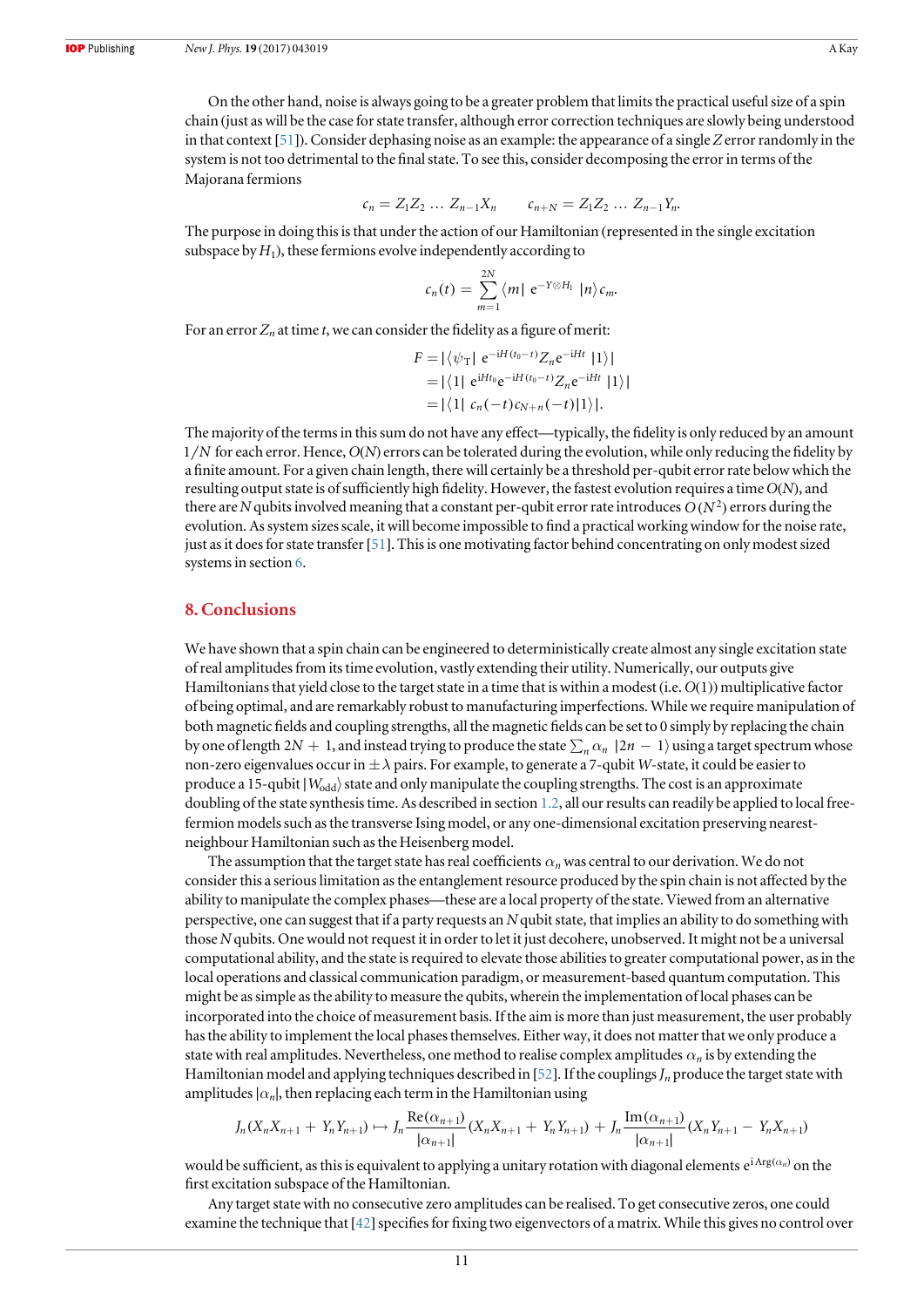On the other hand, noise is always going to be a greater problem that limits the practical useful size of a spin chain (just as will be the case for state transfer, although error correction techniques are slowly being understood in that context [51]). Consider dephasing noise as an example: the appearance of a single $Z$ error randomly in the system is not too detrimental to the final state. To see this, consider decomposing the error in terms of the Majorana fermions

$$c_n = Z_1 Z_2 \ldots Z_{n-1} X_n \qquad c_{n+N} = Z_1 Z_2 \ldots Z_{n-1} Y_n.$$

The purpose in doing this is that under the action of our Hamiltonian (represented in the single excitation subspace by $H_1$), these fermions evolve independently according to

$$c_n(t) = \sum_{m=1}^{2N} \langle m| \, \mathrm{e}^{-Y \otimes H_1} \, |n\rangle c_m.$$

For an error $Z_n$ at time $t$, we can consider the fidelity as a figure of merit:

$$\begin{aligned} F &= |\langle \psi_{\mathrm{T}}| \, \mathrm{e}^{-\mathrm{i}H(t_0 - t)} Z_n \mathrm{e}^{-\mathrm{i}Ht} \, |1\rangle| \\ &= |\langle 1| \, \mathrm{e}^{\mathrm{i}Ht_0} \mathrm{e}^{-\mathrm{i}H(t_0 - t)} Z_n \mathrm{e}^{-\mathrm{i}Ht} \, |1\rangle| \\ &= |\langle 1| \, c_n(-t) c_{N+n}(-t) |1\rangle|. \end{aligned}$$

The majority of the terms in this sum do not have any effect—typically, the fidelity is only reduced by an amount $1/N$ for each error. Hence, $O(N)$ errors can be tolerated during the evolution, while only reducing the fidelity by a finite amount. For a given chain length, there will certainly be a threshold per-qubit error rate below which the resulting output state is of sufficiently high fidelity. However, the fastest evolution requires a time $O(N)$, and there are $N$ qubits involved meaning that a constant per-qubit error rate introduces $O(N^2)$ errors during the evolution. As system sizes scale, it will become impossible to find a practical working window for the noise rate, just as it does for state transfer [51]. This is one motivating factor behind concentrating on only modest sized systems in section 6.

## 8. Conclusions

We have shown that a spin chain can be engineered to deterministically create almost any single excitation state of real amplitudes from its time evolution, vastly extending their utility. Numerically, our outputs give Hamiltonians that yield close to the target state in a time that is within a modest (i.e. $O(1)$) multiplicative factor of being optimal, and are remarkably robust to manufacturing imperfections. While we require manipulation of both magnetic fields and coupling strengths, all the magnetic fields can be set to 0 simply by replacing the chain by one of length $2N + 1$, and instead trying to produce the state $\sum_n \alpha_n \, |2n - 1\rangle$ using a target spectrum whose non-zero eigenvalues occur in $\pm\lambda$ pairs. For example, to generate a 7-qubit $W$-state, it could be easier to produce a 15-qubit $|W_{\mathrm{odd}}\rangle$ state and only manipulate the coupling strengths. The cost is an approximate doubling of the state synthesis time. As described in section 1.2, all our results can readily be applied to local free-fermion models such as the transverse Ising model, or any one-dimensional excitation preserving nearest-neighbour Hamiltonian such as the Heisenberg model.

The assumption that the target state has real coefficients $\alpha_n$ was central to our derivation. We do not consider this a serious limitation as the entanglement resource produced by the spin chain is not affected by the ability to manipulate the complex phases—these are a local property of the state. Viewed from an alternative perspective, one can suggest that if a party requests an $N$ qubit state, that implies an ability to do something with those $N$ qubits. One would not request it in order to let it just decohere, unobserved. It might not be a universal computational ability, and the state is required to elevate those abilities to greater computational power, as in the local operations and classical communication paradigm, or measurement-based quantum computation. This might be as simple as the ability to measure the qubits, wherein the implementation of local phases can be incorporated into the choice of measurement basis. If the aim is more than just measurement, the user probably has the ability to implement the local phases themselves. Either way, it does not matter that we only produce a state with real amplitudes. Nevertheless, one method to realise complex amplitudes $\alpha_n$ is by extending the Hamiltonian model and applying techniques described in [52]. If the couplings $J_n$ produce the target state with amplitudes $|\alpha_n|$, then replacing each term in the Hamiltonian using

$$J_n(X_n X_{n+1} + Y_n Y_{n+1}) \mapsto J_n \frac{\mathrm{Re}(\alpha_{n+1})}{|\alpha_{n+1}|}(X_n X_{n+1} + Y_n Y_{n+1}) + J_n \frac{\mathrm{Im}(\alpha_{n+1})}{|\alpha_{n+1}|}(X_n Y_{n+1} - Y_n X_{n+1})$$

would be sufficient, as this is equivalent to applying a unitary rotation with diagonal elements $\mathrm{e}^{\mathrm{i}\,\mathrm{Arg}(\alpha_n)}$ on the first excitation subspace of the Hamiltonian.

Any target state with no consecutive zero amplitudes can be realised. To get consecutive zeros, one could examine the technique that [42] specifies for fixing two eigenvectors of a matrix. While this gives no control over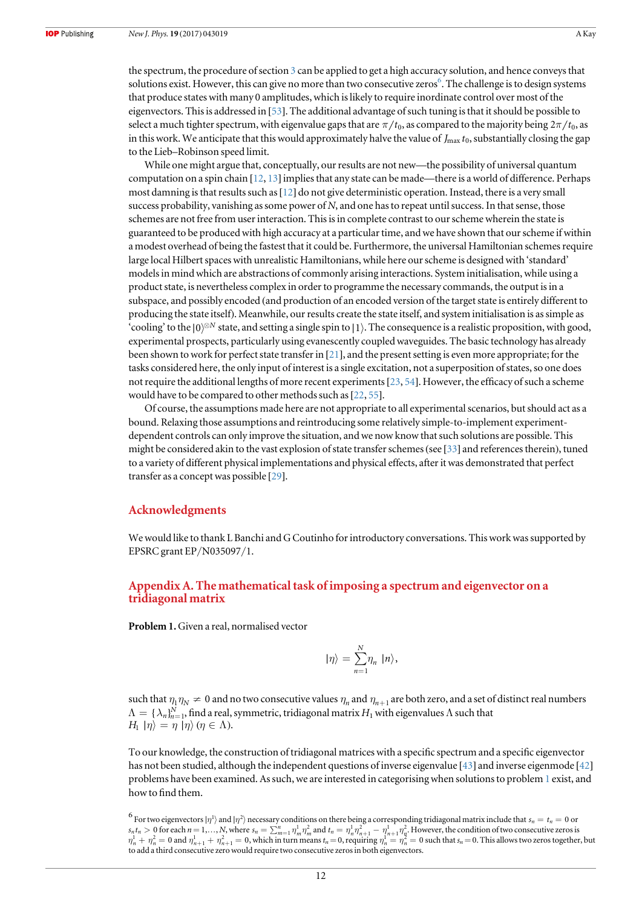the spectrum, the procedure of section 3 can be applied to get a high accuracy solution, and hence conveys that solutions exist. However, this can give no more than two consecutive zeros[6]. The challenge is to design systems that produce states with many 0 amplitudes, which is likely to require inordinate control over most of the eigenvectors. This is addressed in [53]. The additional advantage of such tuning is that it should be possible to select a much tighter spectrum, with eigenvalue gaps that are $\pi/t_0$, as compared to the majority being $2\pi/t_0$, as in this work. We anticipate that this would approximately halve the value of $J_{\max} t_0$, substantially closing the gap to the Lieb–Robinson speed limit.

While one might argue that, conceptually, our results are not new—the possibility of universal quantum computation on a spin chain [12, 13] implies that any state can be made—there is a world of difference. Perhaps most damning is that results such as [12] do not give deterministic operation. Instead, there is a very small success probability, vanishing as some power of $N$, and one has to repeat until success. In that sense, those schemes are not free from user interaction. This is in complete contrast to our scheme wherein the state is guaranteed to be produced with high accuracy at a particular time, and we have shown that our scheme if within a modest overhead of being the fastest that it could be. Furthermore, the universal Hamiltonian schemes require large local Hilbert spaces with unrealistic Hamiltonians, while here our scheme is designed with 'standard' models in mind which are abstractions of commonly arising interactions. System initialisation, while using a product state, is nevertheless complex in order to programme the necessary commands, the output is in a subspace, and possibly encoded (and production of an encoded version of the target state is entirely different to producing the state itself). Meanwhile, our results create the state itself, and system initialisation is as simple as 'cooling' to the $|0\rangle^{\otimes N}$ state, and setting a single spin to $|1\rangle$. The consequence is a realistic proposition, with good, experimental prospects, particularly using evanescently coupled waveguides. The basic technology has already been shown to work for perfect state transfer in [21], and the present setting is even more appropriate; for the tasks considered here, the only input of interest is a single excitation, not a superposition of states, so one does not require the additional lengths of more recent experiments [23, 54]. However, the efficacy of such a scheme would have to be compared to other methods such as [22, 55].

Of course, the assumptions made here are not appropriate to all experimental scenarios, but should act as a bound. Relaxing those assumptions and reintroducing some relatively simple-to-implement experiment-dependent controls can only improve the situation, and we now know that such solutions are possible. This might be considered akin to the vast explosion of state transfer schemes (see [33] and references therein), tuned to a variety of different physical implementations and physical effects, after it was demonstrated that perfect transfer as a concept was possible [29].

## Acknowledgments

We would like to thank L Banchi and G Coutinho for introductory conversations. This work was supported by EPSRC grant EP/N035097/1.

## Appendix A. The mathematical task of imposing a spectrum and eigenvector on a tridiagonal matrix

**Problem 1.** Given a real, normalised vector

$$|\eta\rangle = \sum_{n=1}^{N} \eta_n \, |n\rangle,$$

such that $\eta_1 \eta_N \neq 0$ and no two consecutive values $\eta_n$ and $\eta_{n+1}$ are both zero, and a set of distinct real numbers $\Lambda = \{\lambda_n\}_{n=1}^{N}$, find a real, symmetric, tridiagonal matrix $H_1$ with eigenvalues $\Lambda$ such that $H_1 \, |\eta\rangle = \eta \, |\eta\rangle$ ($\eta \in \Lambda$).

To our knowledge, the construction of tridiagonal matrices with a specific spectrum and a specific eigenvector has not been studied, although the independent questions of inverse eigenvalue [43] and inverse eigenmode [42] problems have been examined. As such, we are interested in categorising when solutions to problem 1 exist, and how to find them.

[6] For two eigenvectors $|\eta^1\rangle$ and $|\eta^2\rangle$ necessary conditions on there being a corresponding tridiagonal matrix include that $s_n = t_n = 0$ or $s_n t_n > 0$ for each $n = 1, \ldots, N$, where $s_n = \sum_{m=1}^{n} \eta_m^1 \eta_m^2$ and $t_n = \eta_n^1 \eta_{n+1}^2 - \eta_{n+1}^1 \eta_n^2$. However, the condition of two consecutive zeros is $\eta_n^1 + \eta_n^2 = 0$ and $\eta_{n+1}^1 + \eta_{n+1}^2 = 0$, which in turn means $t_n = 0$, requiring $\eta_n^1 = \eta_n^2 = 0$ such that $s_n = 0$. This allows two zeros together, but to add a third consecutive zero would require two consecutive zeros in both eigenvectors.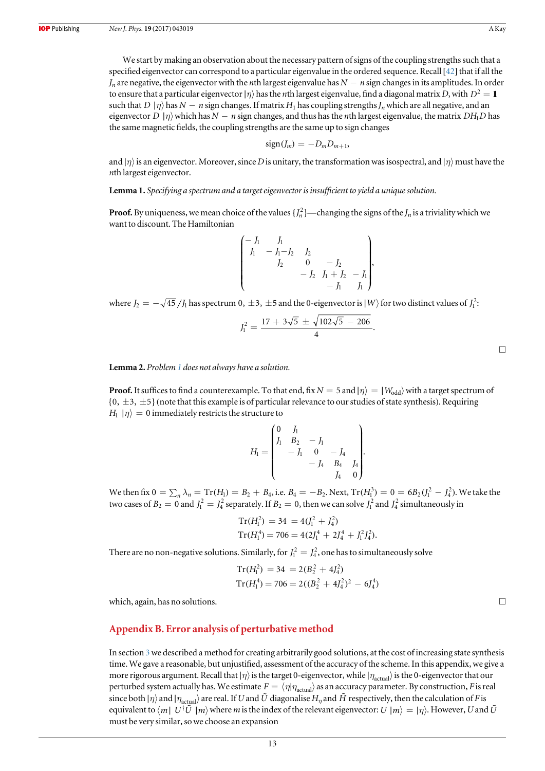We start by making an observation about the necessary pattern of signs of the coupling strengths such that a specified eigenvector can correspond to a particular eigenvalue in the ordered sequence. Recall [42] that if all the $J_n$ are negative, the eigenvector with the $n$th largest eigenvalue has $N-n$ sign changes in its amplitudes. In order to ensure that a particular eigenvector $|\eta\rangle$ has the $n$th largest eigenvalue, find a diagonal matrix $D$, with $D^2 = \mathbb{1}$ such that $D\,|\eta\rangle$ has $N-n$ sign changes. If matrix $H_1$ has coupling strengths $J_n$ which are all negative, and an eigenvector $D\,|\eta\rangle$ which has $N-n$ sign changes, and thus has the $n$th largest eigenvalue, the matrix $DH_1D$ has the same magnetic fields, the coupling strengths are the same up to sign changes

$$\text{sign}(J_m) = -D_m D_{m+1},$$

and $|\eta\rangle$ is an eigenvector. Moreover, since $D$ is unitary, the transformation was isospectral, and $|\eta\rangle$ must have the $n$th largest eigenvector.

**Lemma 1.** *Specifying a spectrum and a target eigenvector is insufficient to yield a unique solution.*

**Proof.** By uniqueness, we mean choice of the values $\{J_n^2\}$—changing the signs of the $J_n$ is a triviality which we want to discount. The Hamiltonian

$$\begin{pmatrix} -J_1 & J_1 & & & \\ J_1 & -J_1-J_2 & J_2 & & \\ & J_2 & 0 & -J_2 & \\ & & -J_2 & J_1+J_2 & -J_1 \\ & & & -J_1 & J_1 \end{pmatrix},$$

where $J_2 = -\sqrt{45}/J_1$ has spectrum $0, \pm 3, \pm 5$ and the 0-eigenvector is $|W\rangle$ for two distinct values of $J_1^2$:

$$J_1^2 = \frac{17+3\sqrt{5} \pm \sqrt{102\sqrt{5}-206}}{4}.$$

□

**Lemma 2.** *Problem 1 does not always have a solution.*

**Proof.** It suffices to find a counterexample. To that end, fix $N=5$ and $|\eta\rangle = |W_{\text{odd}}\rangle$ with a target spectrum of $\{0, \pm 3, \pm 5\}$ (note that this example is of particular relevance to our studies of state synthesis). Requiring $H_1\,|\eta\rangle = 0$ immediately restricts the structure to

$$H_1 = \begin{pmatrix} 0 & J_1 & & & \\ J_1 & B_2 & -J_1 & & \\ & -J_1 & 0 & -J_4 & \\ & & -J_4 & B_4 & J_4 \\ & & & J_4 & 0 \end{pmatrix}.$$

We then fix $0 = \sum_n \lambda_n = \text{Tr}(H_1) = B_2 + B_4$, i.e. $B_4 = -B_2$. Next, $\text{Tr}(H_1^3) = 0 = 6B_2(J_1^2 - J_4^2)$. We take the two cases of $B_2 = 0$ and $J_1^2 = J_4^2$ separately. If $B_2 = 0$, then we can solve $J_1^2$ and $J_4^2$ simultaneously in

$$\begin{aligned} \text{Tr}(H_1^2) &= 34 = 4(J_1^2 + J_4^2) \\ \text{Tr}(H_1^4) &= 706 = 4(2J_1^4 + 2J_4^4 + J_1^2 J_4^2). \end{aligned}$$

There are no non-negative solutions. Similarly, for $J_1^2 = J_4^2$, one has to simultaneously solve

$$\begin{aligned} \text{Tr}(H_1^2) &= 34 = 2(B_2^2 + 4J_4^2) \\ \text{Tr}(H_1^4) &= 706 = 2((B_2^2 + 4J_4^2)^2 - 6J_4^4) \end{aligned}$$

which, again, has no solutions.

□

## Appendix B. Error analysis of perturbative method

In section 3 we described a method for creating arbitrarily good solutions, at the cost of increasing state synthesis time. We gave a reasonable, but unjustified, assessment of the accuracy of the scheme. In this appendix, we give a more rigorous argument. Recall that $|\eta\rangle$ is the target 0-eigenvector, while $|\eta_{\text{actual}}\rangle$ is the 0-eigenvector that our perturbed system actually has. We estimate $F = \langle\eta|\eta_{\text{actual}}\rangle$ as an accuracy parameter. By construction, $F$ is real since both $|\eta\rangle$ and $|\eta_{\text{actual}}\rangle$ are real. If $U$ and $\tilde{U}$ diagonalise $H_\eta$ and $\tilde{H}$ respectively, then the calculation of $F$ is equivalent to $\langle m|\,U^\dagger\tilde{U}\,|m\rangle$ where $m$ is the index of the relevant eigenvector: $U\,|m\rangle = |\eta\rangle$. However, $U$ and $\tilde{U}$ must be very similar, so we choose an expansion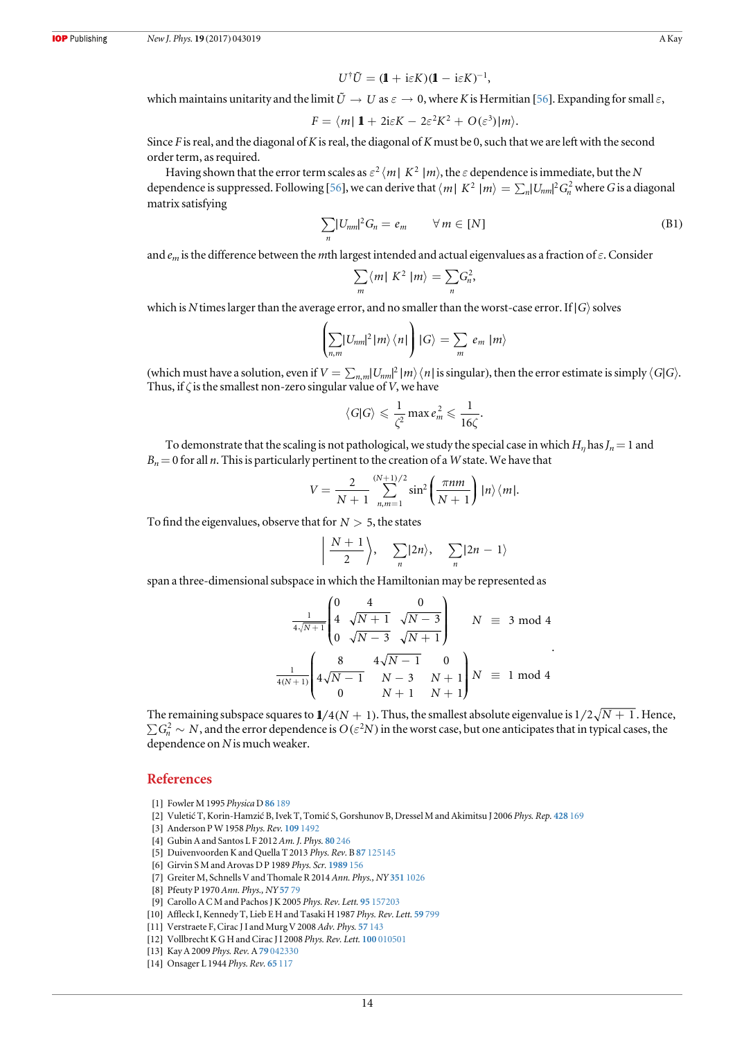$$U^\dagger \tilde{U} = (\mathbb{1} + \mathrm{i}\varepsilon K)(\mathbb{1} - \mathrm{i}\varepsilon K)^{-1},$$

which maintains unitarity and the limit $\tilde{U} \to U$ as $\varepsilon \to 0$, where $K$ is Hermitian [56]. Expanding for small $\varepsilon$,

$$F = \langle m|\ \mathbb{1} + 2\mathrm{i}\varepsilon K - 2\varepsilon^2 K^2 + O(\varepsilon^3)|m\rangle.$$

Since $F$ is real, and the diagonal of $K$ is real, the diagonal of $K$ must be 0, such that we are left with the second order term, as required.

Having shown that the error term scales as $\varepsilon^2 \langle m|\ K^2\ |m\rangle$, the $\varepsilon$ dependence is immediate, but the $N$ dependence is suppressed. Following [56], we can derive that $\langle m|\ K^2\ |m\rangle = \sum_n |U_{nm}|^2 G_n^2$ where $G$ is a diagonal matrix satisfying

$$\sum_n |U_{nm}|^2 G_n = e_m \qquad \forall\, m \in [N] \tag{B1}$$

and $e_m$ is the difference between the $m$th largest intended and actual eigenvalues as a fraction of $\varepsilon$. Consider

$$\sum_m \langle m|\ K^2\ |m\rangle = \sum_n G_n^2,$$

which is $N$ times larger than the average error, and no smaller than the worst-case error. If $|G\rangle$ solves

$$\left(\sum_{n,m} |U_{nm}|^2 |m\rangle\langle n|\right)|G\rangle = \sum_m e_m\ |m\rangle$$

(which must have a solution, even if $V = \sum_{n,m} |U_{nm}|^2 |m\rangle\langle n|$ is singular), then the error estimate is simply $\langle G|G\rangle$. Thus, if $\zeta$ is the smallest non-zero singular value of $V$, we have

$$\langle G|G\rangle \leqslant \frac{1}{\zeta^2}\max e_m^2 \leqslant \frac{1}{16\zeta}.$$

To demonstrate that the scaling is not pathological, we study the special case in which $H_\eta$ has $J_n = 1$ and $B_n = 0$ for all $n$. This is particularly pertinent to the creation of a $W$ state. We have that

$$V = \frac{2}{N+1}\sum_{n,m=1}^{(N+1)/2} \sin^2\left(\frac{\pi nm}{N+1}\right)|n\rangle\langle m|.$$

To find the eigenvalues, observe that for $N > 5$, the states

$$\left|\frac{N+1}{2}\right\rangle, \quad \sum_n |2n\rangle, \quad \sum_n |2n-1\rangle$$

span a three-dimensional subspace in which the Hamiltonian may be represented as

$$\frac{1}{4\sqrt{N+1}}\begin{pmatrix} 0 & 4 & 0 \\ 4 & \sqrt{N+1} & \sqrt{N-3} \\ 0 & \sqrt{N-3} & \sqrt{N+1} \end{pmatrix} \qquad N \equiv 3 \bmod 4$$

$$\frac{1}{4(N+1)}\begin{pmatrix} 8 & 4\sqrt{N-1} & 0 \\ 4\sqrt{N-1} & N-3 & N+1 \\ 0 & N+1 & N+1 \end{pmatrix} N \equiv 1 \bmod 4 .$$

The remaining subspace squares to $\mathbb{1}/4(N+1)$. Thus, the smallest absolute eigenvalue is $1/2\sqrt{N+1}$. Hence, $\sum G_n^2 \sim N$, and the error dependence is $O(\varepsilon^2 N)$ in the worst case, but one anticipates that in typical cases, the dependence on $N$ is much weaker.

## References

[1] Fowler M 1995 *Physica* D **86** 189
[2] Vuletić T, Korin-Hamzić B, Ivek T, Tomić S, Gorshunov B, Dressel M and Akimitsu J 2006 *Phys. Rep.* **428** 169
[3] Anderson P W 1958 *Phys. Rev.* **109** 1492
[4] Gubin A and Santos L F 2012 *Am. J. Phys.* **80** 246
[5] Duivenvoorden K and Quella T 2013 *Phys. Rev.* B **87** 125145
[6] Girvin S M and Arovas D P 1989 *Phys. Scr.* **1989** 156
[7] Greiter M, Schnells V and Thomale R 2014 *Ann. Phys., NY* **351** 1026
[8] Pfeuty P 1970 *Ann. Phys., NY* **57** 79
[9] Carollo A C M and Pachos J K 2005 *Phys. Rev. Lett.* **95** 157203
[10] Affleck I, Kennedy T, Lieb E H and Tasaki H 1987 *Phys. Rev. Lett.* **59** 799
[11] Verstraete F, Cirac J I and Murg V 2008 *Adv. Phys.* **57** 143
[12] Vollbrecht K G H and Cirac J I 2008 *Phys. Rev. Lett.* **100** 010501
[13] Kay A 2009 *Phys. Rev.* A **79** 042330
[14] Onsager L 1944 *Phys. Rev.* **65** 117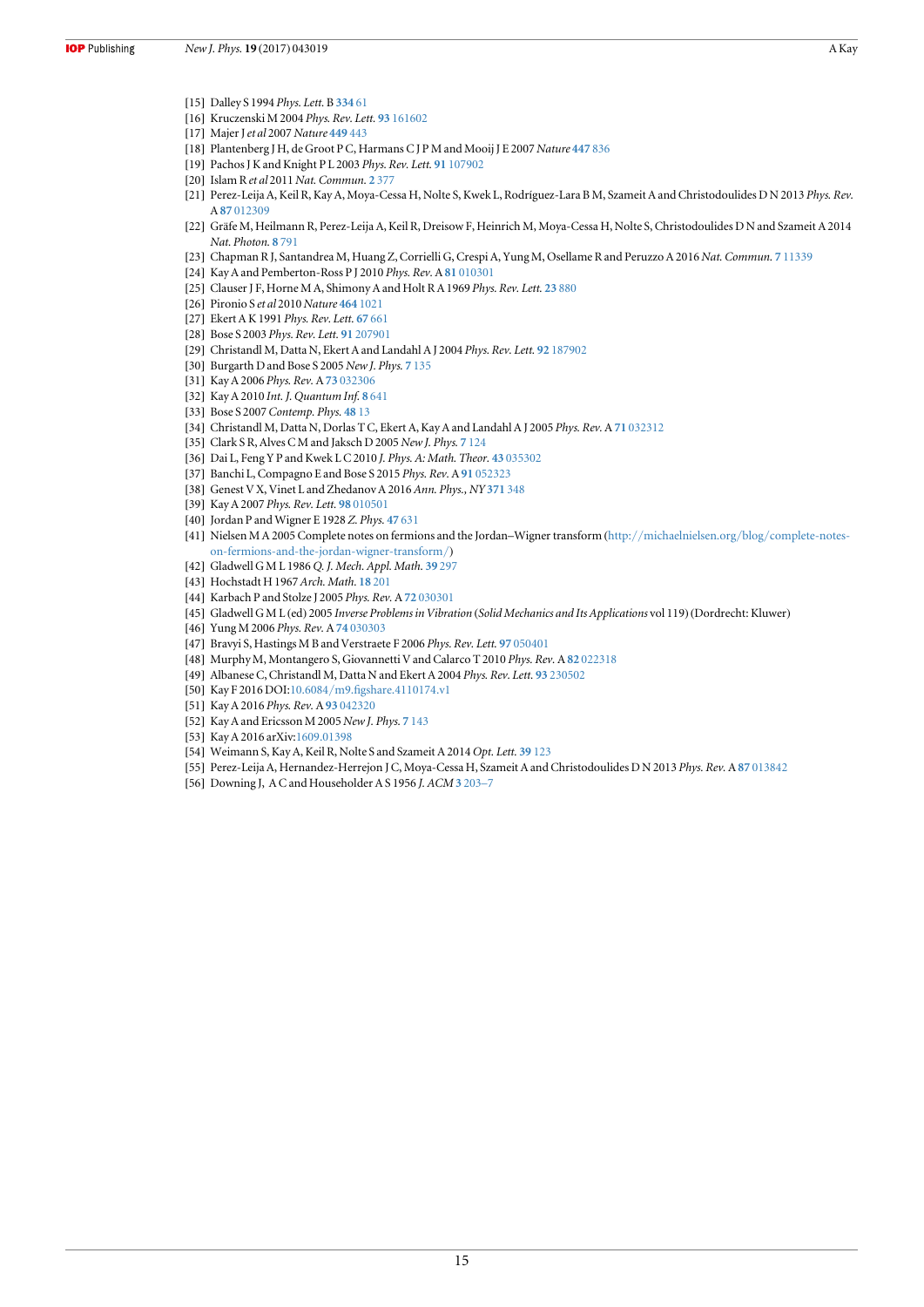[15] Dalley S 1994 *Phys. Lett.* B **334** 61

[16] Kruczenski M 2004 *Phys. Rev. Lett.* **93** 161602

[17] Majer J *et al* 2007 *Nature* **449** 443

[18] Plantenberg J H, de Groot P C, Harmans C J P M and Mooij J E 2007 *Nature* **447** 836

[19] Pachos J K and Knight P L 2003 *Phys. Rev. Lett.* **91** 107902

[20] Islam R *et al* 2011 *Nat. Commun.* **2** 377

[21] Perez-Leija A, Keil R, Kay A, Moya-Cessa H, Nolte S, Kwek L, Rodríguez-Lara B M, Szameit A and Christodoulides D N 2013 *Phys. Rev.* A **87** 012309

[22] Gräfe M, Heilmann R, Perez-Leija A, Keil R, Dreisow F, Heinrich M, Moya-Cessa H, Nolte S, Christodoulides D N and Szameit A 2014 *Nat. Photon.* **8** 791

[23] Chapman R J, Santandrea M, Huang Z, Corrielli G, Crespi A, Yung M, Osellame R and Peruzzo A 2016 *Nat. Commun.* **7** 11339

[24] Kay A and Pemberton-Ross P J 2010 *Phys. Rev.* A **81** 010301

[25] Clauser J F, Horne M A, Shimony A and Holt R A 1969 *Phys. Rev. Lett.* **23** 880

[26] Pironio S *et al* 2010 *Nature* **464** 1021

[27] Ekert A K 1991 *Phys. Rev. Lett.* **67** 661

[28] Bose S 2003 *Phys. Rev. Lett.* **91** 207901

[29] Christandl M, Datta N, Ekert A and Landahl A J 2004 *Phys. Rev. Lett.* **92** 187902

[30] Burgarth D and Bose S 2005 *New J. Phys.* **7** 135

[31] Kay A 2006 *Phys. Rev.* A **73** 032306

[32] Kay A 2010 *Int. J. Quantum Inf.* **8** 641

[33] Bose S 2007 *Contemp. Phys.* **48** 13

[34] Christandl M, Datta N, Dorlas T C, Ekert A, Kay A and Landahl A J 2005 *Phys. Rev.* A **71** 032312

[35] Clark S R, Alves C M and Jaksch D 2005 *New J. Phys.* **7** 124

[36] Dai L, Feng Y P and Kwek L C 2010 *J. Phys. A: Math. Theor.* **43** 035302

[37] Banchi L, Compagno E and Bose S 2015 *Phys. Rev.* A **91** 052323

[38] Genest V X, Vinet L and Zhedanov A 2016 *Ann. Phys., NY* **371** 348

[39] Kay A 2007 *Phys. Rev. Lett.* **98** 010501

[40] Jordan P and Wigner E 1928 *Z. Phys.* **47** 631

[41] Nielsen M A 2005 Complete notes on fermions and the Jordan–Wigner transform (http://michaelnielsen.org/blog/complete-notes-on-fermions-and-the-jordan-wigner-transform/)

[42] Gladwell G M L 1986 *Q. J. Mech. Appl. Math.* **39** 297

[43] Hochstadt H 1967 *Arch. Math.* **18** 201

[44] Karbach P and Stolze J 2005 *Phys. Rev.* A **72** 030301

[45] Gladwell G M L (ed) 2005 *Inverse Problems in Vibration* (*Solid Mechanics and Its Applications* vol 119) (Dordrecht: Kluwer)

[46] Yung M 2006 *Phys. Rev.* A **74** 030303

[47] Bravyi S, Hastings M B and Verstraete F 2006 *Phys. Rev. Lett.* **97** 050401

[48] Murphy M, Montangero S, Giovannetti V and Calarco T 2010 *Phys. Rev.* A **82** 022318

[49] Albanese C, Christandl M, Datta N and Ekert A 2004 *Phys. Rev. Lett.* **93** 230502

[50] Kay F 2016 DOI:10.6084/m9.figshare.4110174.v1

[51] Kay A 2016 *Phys. Rev.* A **93** 042320

[52] Kay A and Ericsson M 2005 *New J. Phys.* **7** 143

[53] Kay A 2016 arXiv:1609.01398

[54] Weimann S, Kay A, Keil R, Nolte S and Szameit A 2014 *Opt. Lett.* **39** 123

[55] Perez-Leija A, Hernandez-Herrejon J C, Moya-Cessa H, Szameit A and Christodoulides D N 2013 *Phys. Rev.* A **87** 013842

[56] Downing J, A C and Householder A S 1956 *J. ACM* **3** 203–7